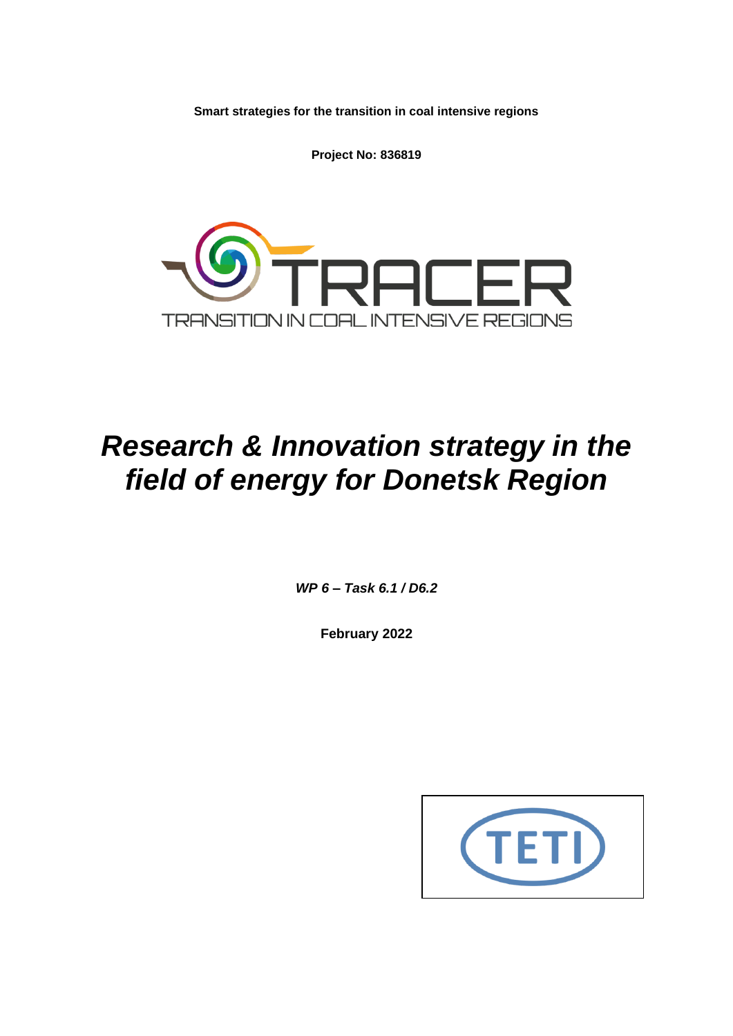**Smart strategies for the transition in coal intensive regions**

**Project No: 836819**

TRACER

TRANSITION IN COAL INTENSIVE REGIONS

# *Research & Innovation strategy in the field of energy for Donetsk Region*

***WP 6 – Task 6.1 / D6.2***

**February 2022**

TETI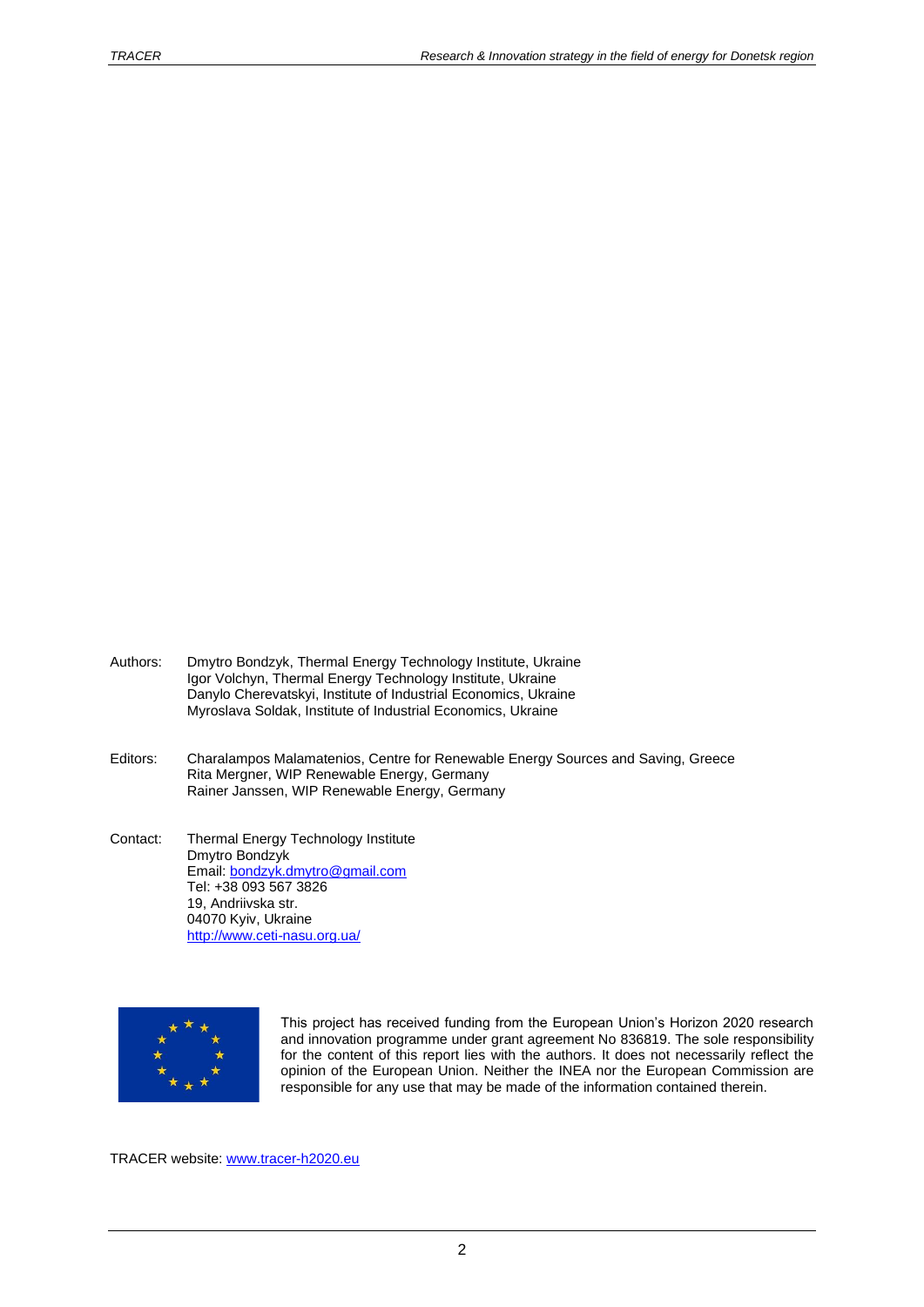Authors: Dmytro Bondzyk, Thermal Energy Technology Institute, Ukraine
Igor Volchyn, Thermal Energy Technology Institute, Ukraine
Danylo Cherevatskyi, Institute of Industrial Economics, Ukraine
Myroslava Soldak, Institute of Industrial Economics, Ukraine

Editors: Charalampos Malamatenios, Centre for Renewable Energy Sources and Saving, Greece
Rita Mergner, WIP Renewable Energy, Germany
Rainer Janssen, WIP Renewable Energy, Germany

Contact: Thermal Energy Technology Institute
Dmytro Bondzyk
Email: bondzyk.dmytro@gmail.com
Tel: +38 093 567 3826
19, Andriivska str.
04070 Kyiv, Ukraine
http://www.ceti-nasu.org.ua/

This project has received funding from the European Union's Horizon 2020 research and innovation programme under grant agreement No 836819. The sole responsibility for the content of this report lies with the authors. It does not necessarily reflect the opinion of the European Union. Neither the INEA nor the European Commission are responsible for any use that may be made of the information contained therein.

TRACER website: www.tracer-h2020.eu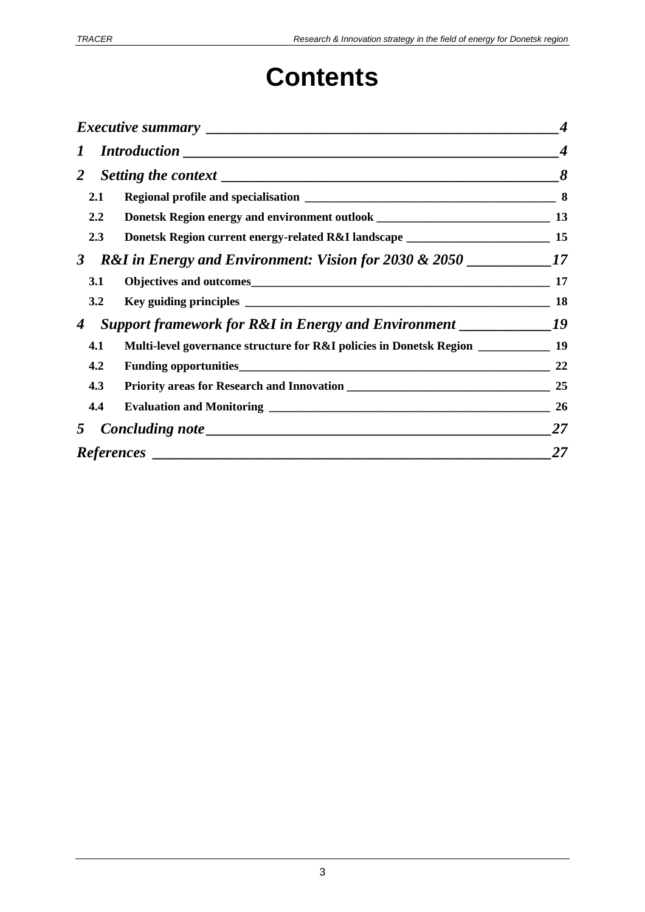# Contents

*Executive summary* — 4

*1 Introduction* — 4

*2 Setting the context* — 8

- **2.1 Regional profile and specialisation** — 8
- **2.2 Donetsk Region energy and environment outlook** — 13
- **2.3 Donetsk Region current energy-related R&I landscape** — 15

*3 R&I in Energy and Environment: Vision for 2030 & 2050* — 17

- **3.1 Objectives and outcomes** — 17
- **3.2 Key guiding principles** — 18

*4 Support framework for R&I in Energy and Environment* — 19

- **4.1 Multi-level governance structure for R&I policies in Donetsk Region** — 19
- **4.2 Funding opportunities** — 22
- **4.3 Priority areas for Research and Innovation** — 25
- **4.4 Evaluation and Monitoring** — 26

*5 Concluding note* — 27

*References* — 27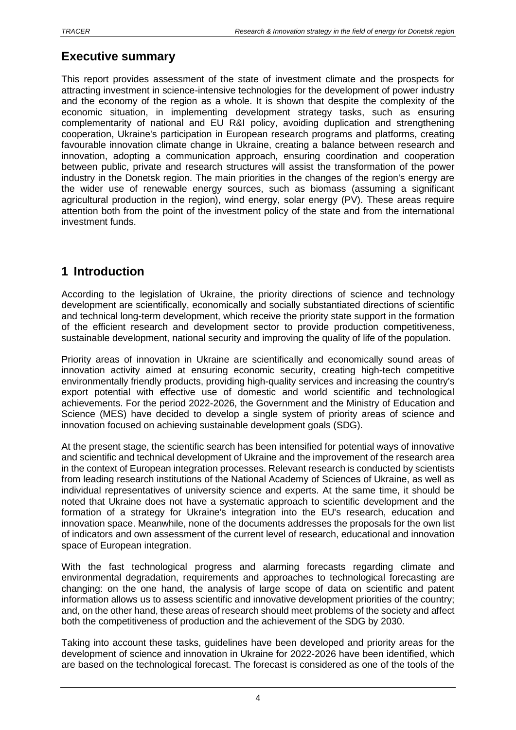## Executive summary

This report provides assessment of the state of investment climate and the prospects for attracting investment in science-intensive technologies for the development of power industry and the economy of the region as a whole. It is shown that despite the complexity of the economic situation, in implementing development strategy tasks, such as ensuring complementarity of national and EU R&I policy, avoiding duplication and strengthening cooperation, Ukraine's participation in European research programs and platforms, creating favourable innovation climate change in Ukraine, creating a balance between research and innovation, adopting a communication approach, ensuring coordination and cooperation between public, private and research structures will assist the transformation of the power industry in the Donetsk region. The main priorities in the changes of the region's energy are the wider use of renewable energy sources, such as biomass (assuming a significant agricultural production in the region), wind energy, solar energy (PV). These areas require attention both from the point of the investment policy of the state and from the international investment funds.

## 1 Introduction

According to the legislation of Ukraine, the priority directions of science and technology development are scientifically, economically and socially substantiated directions of scientific and technical long-term development, which receive the priority state support in the formation of the efficient research and development sector to provide production competitiveness, sustainable development, national security and improving the quality of life of the population.

Priority areas of innovation in Ukraine are scientifically and economically sound areas of innovation activity aimed at ensuring economic security, creating high-tech competitive environmentally friendly products, providing high-quality services and increasing the country's export potential with effective use of domestic and world scientific and technological achievements. For the period 2022-2026, the Government and the Ministry of Education and Science (MES) have decided to develop a single system of priority areas of science and innovation focused on achieving sustainable development goals (SDG).

At the present stage, the scientific search has been intensified for potential ways of innovative and scientific and technical development of Ukraine and the improvement of the research area in the context of European integration processes. Relevant research is conducted by scientists from leading research institutions of the National Academy of Sciences of Ukraine, as well as individual representatives of university science and experts. At the same time, it should be noted that Ukraine does not have a systematic approach to scientific development and the formation of a strategy for Ukraine's integration into the EU's research, education and innovation space. Meanwhile, none of the documents addresses the proposals for the own list of indicators and own assessment of the current level of research, educational and innovation space of European integration.

With the fast technological progress and alarming forecasts regarding climate and environmental degradation, requirements and approaches to technological forecasting are changing: on the one hand, the analysis of large scope of data on scientific and patent information allows us to assess scientific and innovative development priorities of the country; and, on the other hand, these areas of research should meet problems of the society and affect both the competitiveness of production and the achievement of the SDG by 2030.

Taking into account these tasks, guidelines have been developed and priority areas for the development of science and innovation in Ukraine for 2022-2026 have been identified, which are based on the technological forecast. The forecast is considered as one of the tools of the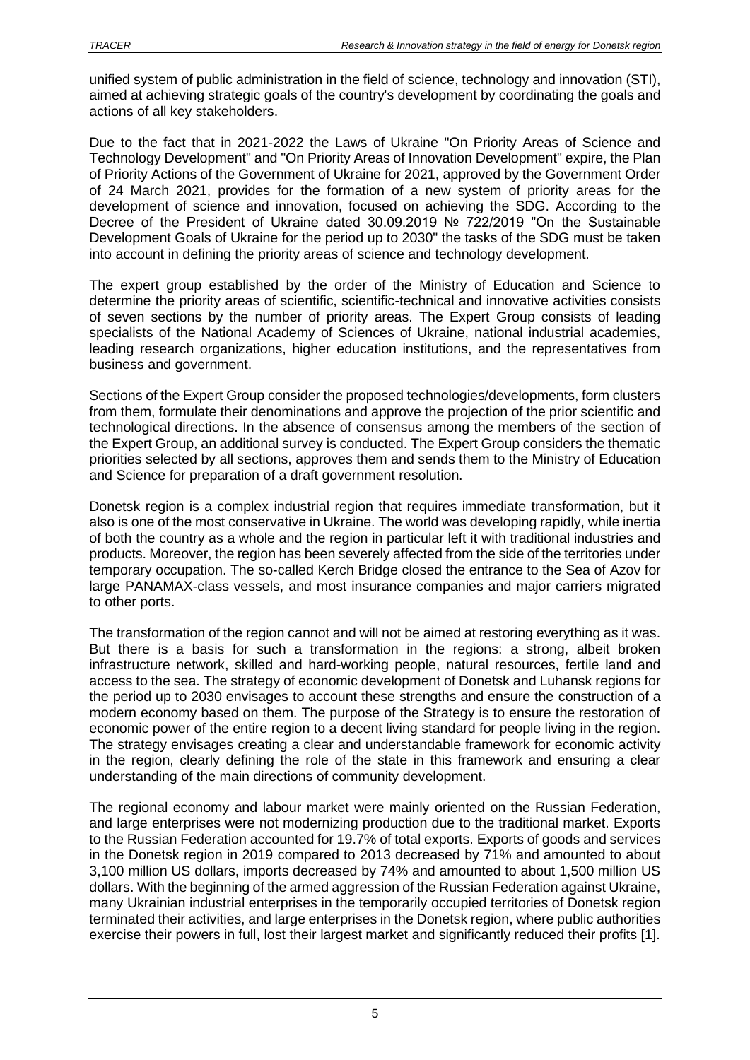unified system of public administration in the field of science, technology and innovation (STI), aimed at achieving strategic goals of the country's development by coordinating the goals and actions of all key stakeholders.

Due to the fact that in 2021-2022 the Laws of Ukraine "On Priority Areas of Science and Technology Development" and "On Priority Areas of Innovation Development" expire, the Plan of Priority Actions of the Government of Ukraine for 2021, approved by the Government Order of 24 March 2021, provides for the formation of a new system of priority areas for the development of science and innovation, focused on achieving the SDG. According to the Decree of the President of Ukraine dated 30.09.2019 № 722/2019 "On the Sustainable Development Goals of Ukraine for the period up to 2030" the tasks of the SDG must be taken into account in defining the priority areas of science and technology development.

The expert group established by the order of the Ministry of Education and Science to determine the priority areas of scientific, scientific-technical and innovative activities consists of seven sections by the number of priority areas. The Expert Group consists of leading specialists of the National Academy of Sciences of Ukraine, national industrial academies, leading research organizations, higher education institutions, and the representatives from business and government.

Sections of the Expert Group consider the proposed technologies/developments, form clusters from them, formulate their denominations and approve the projection of the prior scientific and technological directions. In the absence of consensus among the members of the section of the Expert Group, an additional survey is conducted. The Expert Group considers the thematic priorities selected by all sections, approves them and sends them to the Ministry of Education and Science for preparation of a draft government resolution.

Donetsk region is a complex industrial region that requires immediate transformation, but it also is one of the most conservative in Ukraine. The world was developing rapidly, while inertia of both the country as a whole and the region in particular left it with traditional industries and products. Moreover, the region has been severely affected from the side of the territories under temporary occupation. The so-called Kerch Bridge closed the entrance to the Sea of Azov for large PANAMAX-class vessels, and most insurance companies and major carriers migrated to other ports.

The transformation of the region cannot and will not be aimed at restoring everything as it was. But there is a basis for such a transformation in the regions: a strong, albeit broken infrastructure network, skilled and hard-working people, natural resources, fertile land and access to the sea. The strategy of economic development of Donetsk and Luhansk regions for the period up to 2030 envisages to account these strengths and ensure the construction of a modern economy based on them. The purpose of the Strategy is to ensure the restoration of economic power of the entire region to a decent living standard for people living in the region. The strategy envisages creating a clear and understandable framework for economic activity in the region, clearly defining the role of the state in this framework and ensuring a clear understanding of the main directions of community development.

The regional economy and labour market were mainly oriented on the Russian Federation, and large enterprises were not modernizing production due to the traditional market. Exports to the Russian Federation accounted for 19.7% of total exports. Exports of goods and services in the Donetsk region in 2019 compared to 2013 decreased by 71% and amounted to about 3,100 million US dollars, imports decreased by 74% and amounted to about 1,500 million US dollars. With the beginning of the armed aggression of the Russian Federation against Ukraine, many Ukrainian industrial enterprises in the temporarily occupied territories of Donetsk region terminated their activities, and large enterprises in the Donetsk region, where public authorities exercise their powers in full, lost their largest market and significantly reduced their profits [1].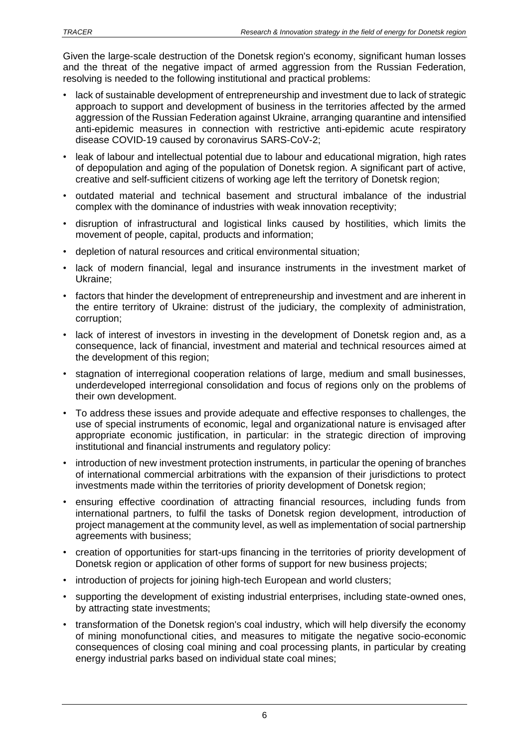Given the large-scale destruction of the Donetsk region's economy, significant human losses and the threat of the negative impact of armed aggression from the Russian Federation, resolving is needed to the following institutional and practical problems:

- lack of sustainable development of entrepreneurship and investment due to lack of strategic approach to support and development of business in the territories affected by the armed aggression of the Russian Federation against Ukraine, arranging quarantine and intensified anti-epidemic measures in connection with restrictive anti-epidemic acute respiratory disease COVID-19 caused by coronavirus SARS-CoV-2;
- leak of labour and intellectual potential due to labour and educational migration, high rates of depopulation and aging of the population of Donetsk region. A significant part of active, creative and self-sufficient citizens of working age left the territory of Donetsk region;
- outdated material and technical basement and structural imbalance of the industrial complex with the dominance of industries with weak innovation receptivity;
- disruption of infrastructural and logistical links caused by hostilities, which limits the movement of people, capital, products and information;
- depletion of natural resources and critical environmental situation;
- lack of modern financial, legal and insurance instruments in the investment market of Ukraine;
- factors that hinder the development of entrepreneurship and investment and are inherent in the entire territory of Ukraine: distrust of the judiciary, the complexity of administration, corruption;
- lack of interest of investors in investing in the development of Donetsk region and, as a consequence, lack of financial, investment and material and technical resources aimed at the development of this region;
- stagnation of interregional cooperation relations of large, medium and small businesses, underdeveloped interregional consolidation and focus of regions only on the problems of their own development.
- To address these issues and provide adequate and effective responses to challenges, the use of special instruments of economic, legal and organizational nature is envisaged after appropriate economic justification, in particular: in the strategic direction of improving institutional and financial instruments and regulatory policy:
- introduction of new investment protection instruments, in particular the opening of branches of international commercial arbitrations with the expansion of their jurisdictions to protect investments made within the territories of priority development of Donetsk region;
- ensuring effective coordination of attracting financial resources, including funds from international partners, to fulfil the tasks of Donetsk region development, introduction of project management at the community level, as well as implementation of social partnership agreements with business;
- creation of opportunities for start-ups financing in the territories of priority development of Donetsk region or application of other forms of support for new business projects;
- introduction of projects for joining high-tech European and world clusters;
- supporting the development of existing industrial enterprises, including state-owned ones, by attracting state investments;
- transformation of the Donetsk region's coal industry, which will help diversify the economy of mining monofunctional cities, and measures to mitigate the negative socio-economic consequences of closing coal mining and coal processing plants, in particular by creating energy industrial parks based on individual state coal mines;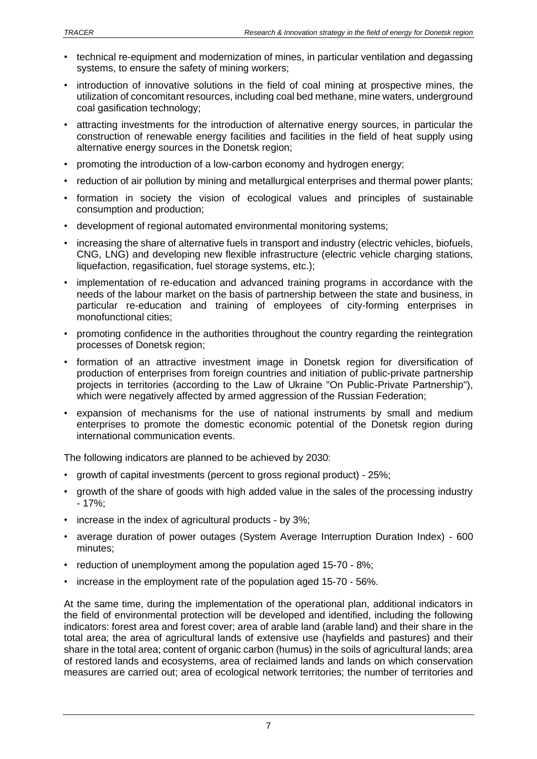- technical re-equipment and modernization of mines, in particular ventilation and degassing systems, to ensure the safety of mining workers;
- introduction of innovative solutions in the field of coal mining at prospective mines, the utilization of concomitant resources, including coal bed methane, mine waters, underground coal gasification technology;
- attracting investments for the introduction of alternative energy sources, in particular the construction of renewable energy facilities and facilities in the field of heat supply using alternative energy sources in the Donetsk region;
- promoting the introduction of a low-carbon economy and hydrogen energy;
- reduction of air pollution by mining and metallurgical enterprises and thermal power plants;
- formation in society the vision of ecological values and principles of sustainable consumption and production;
- development of regional automated environmental monitoring systems;
- increasing the share of alternative fuels in transport and industry (electric vehicles, biofuels, CNG, LNG) and developing new flexible infrastructure (electric vehicle charging stations, liquefaction, regasification, fuel storage systems, etc.);
- implementation of re-education and advanced training programs in accordance with the needs of the labour market on the basis of partnership between the state and business, in particular re-education and training of employees of city-forming enterprises in monofunctional cities;
- promoting confidence in the authorities throughout the country regarding the reintegration processes of Donetsk region;
- formation of an attractive investment image in Donetsk region for diversification of production of enterprises from foreign countries and initiation of public-private partnership projects in territories (according to the Law of Ukraine "On Public-Private Partnership"), which were negatively affected by armed aggression of the Russian Federation;
- expansion of mechanisms for the use of national instruments by small and medium enterprises to promote the domestic economic potential of the Donetsk region during international communication events.

The following indicators are planned to be achieved by 2030:

- growth of capital investments (percent to gross regional product) - 25%;
- growth of the share of goods with high added value in the sales of the processing industry - 17%;
- increase in the index of agricultural products - by 3%;
- average duration of power outages (System Average Interruption Duration Index) - 600 minutes;
- reduction of unemployment among the population aged 15-70 - 8%;
- increase in the employment rate of the population aged 15-70 - 56%.

At the same time, during the implementation of the operational plan, additional indicators in the field of environmental protection will be developed and identified, including the following indicators: forest area and forest cover; area of arable land (arable land) and their share in the total area; the area of agricultural lands of extensive use (hayfields and pastures) and their share in the total area; content of organic carbon (humus) in the soils of agricultural lands; area of restored lands and ecosystems, area of reclaimed lands and lands on which conservation measures are carried out; area of ecological network territories; the number of territories and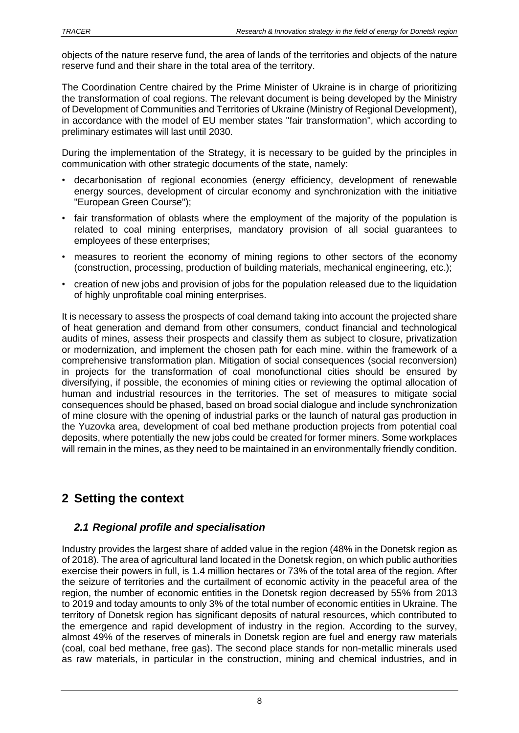objects of the nature reserve fund, the area of lands of the territories and objects of the nature reserve fund and their share in the total area of the territory.

The Coordination Centre chaired by the Prime Minister of Ukraine is in charge of prioritizing the transformation of coal regions. The relevant document is being developed by the Ministry of Development of Communities and Territories of Ukraine (Ministry of Regional Development), in accordance with the model of EU member states "fair transformation", which according to preliminary estimates will last until 2030.

During the implementation of the Strategy, it is necessary to be guided by the principles in communication with other strategic documents of the state, namely:

- decarbonisation of regional economies (energy efficiency, development of renewable energy sources, development of circular economy and synchronization with the initiative "European Green Course");
- fair transformation of oblasts where the employment of the majority of the population is related to coal mining enterprises, mandatory provision of all social guarantees to employees of these enterprises;
- measures to reorient the economy of mining regions to other sectors of the economy (construction, processing, production of building materials, mechanical engineering, etc.);
- creation of new jobs and provision of jobs for the population released due to the liquidation of highly unprofitable coal mining enterprises.

It is necessary to assess the prospects of coal demand taking into account the projected share of heat generation and demand from other consumers, conduct financial and technological audits of mines, assess their prospects and classify them as subject to closure, privatization or modernization, and implement the chosen path for each mine. within the framework of a comprehensive transformation plan. Mitigation of social consequences (social reconversion) in projects for the transformation of coal monofunctional cities should be ensured by diversifying, if possible, the economies of mining cities or reviewing the optimal allocation of human and industrial resources in the territories. The set of measures to mitigate social consequences should be phased, based on broad social dialogue and include synchronization of mine closure with the opening of industrial parks or the launch of natural gas production in the Yuzovka area, development of coal bed methane production projects from potential coal deposits, where potentially the new jobs could be created for former miners. Some workplaces will remain in the mines, as they need to be maintained in an environmentally friendly condition.

# 2 Setting the context

## 2.1 Regional profile and specialisation

Industry provides the largest share of added value in the region (48% in the Donetsk region as of 2018). The area of agricultural land located in the Donetsk region, on which public authorities exercise their powers in full, is 1.4 million hectares or 73% of the total area of the region. After the seizure of territories and the curtailment of economic activity in the peaceful area of the region, the number of economic entities in the Donetsk region decreased by 55% from 2013 to 2019 and today amounts to only 3% of the total number of economic entities in Ukraine. The territory of Donetsk region has significant deposits of natural resources, which contributed to the emergence and rapid development of industry in the region. According to the survey, almost 49% of the reserves of minerals in Donetsk region are fuel and energy raw materials (coal, coal bed methane, free gas). The second place stands for non-metallic minerals used as raw materials, in particular in the construction, mining and chemical industries, and in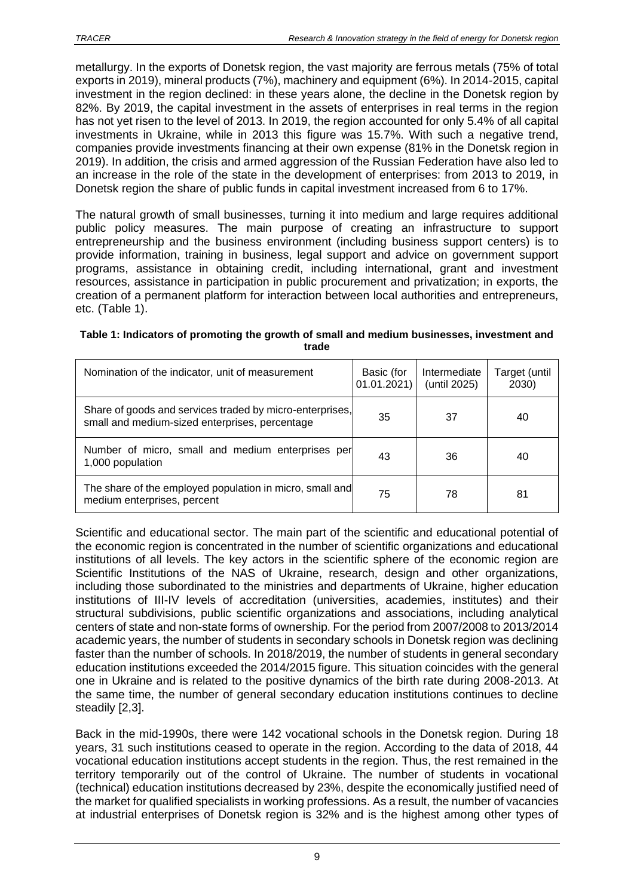metallurgy. In the exports of Donetsk region, the vast majority are ferrous metals (75% of total exports in 2019), mineral products (7%), machinery and equipment (6%). In 2014-2015, capital investment in the region declined: in these years alone, the decline in the Donetsk region by 82%. By 2019, the capital investment in the assets of enterprises in real terms in the region has not yet risen to the level of 2013. In 2019, the region accounted for only 5.4% of all capital investments in Ukraine, while in 2013 this figure was 15.7%. With such a negative trend, companies provide investments financing at their own expense (81% in the Donetsk region in 2019). In addition, the crisis and armed aggression of the Russian Federation have also led to an increase in the role of the state in the development of enterprises: from 2013 to 2019, in Donetsk region the share of public funds in capital investment increased from 6 to 17%.

The natural growth of small businesses, turning it into medium and large requires additional public policy measures. The main purpose of creating an infrastructure to support entrepreneurship and the business environment (including business support centers) is to provide information, training in business, legal support and advice on government support programs, assistance in obtaining credit, including international, grant and investment resources, assistance in participation in public procurement and privatization; in exports, the creation of a permanent platform for interaction between local authorities and entrepreneurs, etc. (Table 1).

**Table 1: Indicators of promoting the growth of small and medium businesses, investment and trade**

| Nomination of the indicator, unit of measurement | Basic (for 01.01.2021) | Intermediate (until 2025) | Target (until 2030) |
|---|---|---|---|
| Share of goods and services traded by micro-enterprises, small and medium-sized enterprises, percentage | 35 | 37 | 40 |
| Number of micro, small and medium enterprises per 1,000 population | 43 | 36 | 40 |
| The share of the employed population in micro, small and medium enterprises, percent | 75 | 78 | 81 |

Scientific and educational sector. The main part of the scientific and educational potential of the economic region is concentrated in the number of scientific organizations and educational institutions of all levels. The key actors in the scientific sphere of the economic region are Scientific Institutions of the NAS of Ukraine, research, design and other organizations, including those subordinated to the ministries and departments of Ukraine, higher education institutions of III-IV levels of accreditation (universities, academies, institutes) and their structural subdivisions, public scientific organizations and associations, including analytical centers of state and non-state forms of ownership. For the period from 2007/2008 to 2013/2014 academic years, the number of students in secondary schools in Donetsk region was declining faster than the number of schools. In 2018/2019, the number of students in general secondary education institutions exceeded the 2014/2015 figure. This situation coincides with the general one in Ukraine and is related to the positive dynamics of the birth rate during 2008-2013. At the same time, the number of general secondary education institutions continues to decline steadily [2,3].

Back in the mid-1990s, there were 142 vocational schools in the Donetsk region. During 18 years, 31 such institutions ceased to operate in the region. According to the data of 2018, 44 vocational education institutions accept students in the region. Thus, the rest remained in the territory temporarily out of the control of Ukraine. The number of students in vocational (technical) education institutions decreased by 23%, despite the economically justified need of the market for qualified specialists in working professions. As a result, the number of vacancies at industrial enterprises of Donetsk region is 32% and is the highest among other types of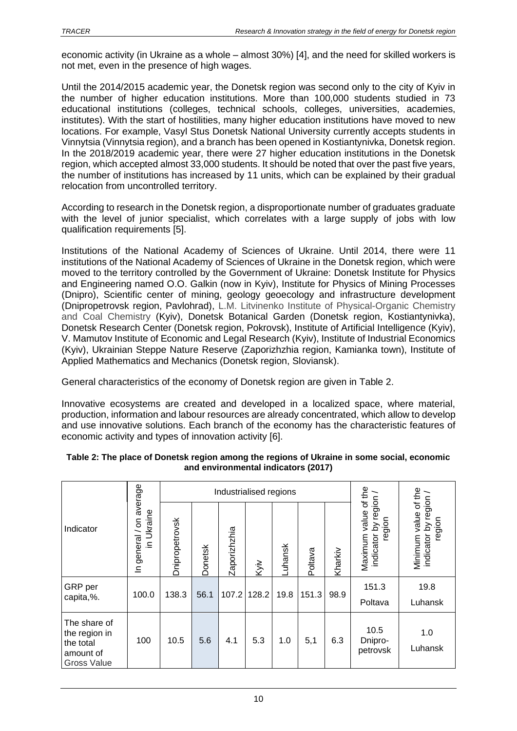economic activity (in Ukraine as a whole – almost 30%) [4], and the need for skilled workers is not met, even in the presence of high wages.

Until the 2014/2015 academic year, the Donetsk region was second only to the city of Kyiv in the number of higher education institutions. More than 100,000 students studied in 73 educational institutions (colleges, technical schools, colleges, universities, academies, institutes). With the start of hostilities, many higher education institutions have moved to new locations. For example, Vasyl Stus Donetsk National University currently accepts students in Vinnytsia (Vinnytsia region), and a branch has been opened in Kostiantynivka, Donetsk region. In the 2018/2019 academic year, there were 27 higher education institutions in the Donetsk region, which accepted almost 33,000 students. It should be noted that over the past five years, the number of institutions has increased by 11 units, which can be explained by their gradual relocation from uncontrolled territory.

According to research in the Donetsk region, a disproportionate number of graduates graduate with the level of junior specialist, which correlates with a large supply of jobs with low qualification requirements [5].

Institutions of the National Academy of Sciences of Ukraine. Until 2014, there were 11 institutions of the National Academy of Sciences of Ukraine in the Donetsk region, which were moved to the territory controlled by the Government of Ukraine: Donetsk Institute for Physics and Engineering named O.O. Galkin (now in Kyiv), Institute for Physics of Mining Processes (Dnipro), Scientific center of mining, geology geoecology and infrastructure development (Dnipropetrovsk region, Pavlohrad), L.M. Litvinenko Institute of Physical-Organic Chemistry and Coal Chemistry (Kyiv), Donetsk Botanical Garden (Donetsk region, Kostiantynivka), Donetsk Research Center (Donetsk region, Pokrovsk), Institute of Artificial Intelligence (Kyiv), V. Mamutov Institute of Economic and Legal Research (Kyiv), Institute of Industrial Economics (Kyiv), Ukrainian Steppe Nature Reserve (Zaporizhzhia region, Kamianka town), Institute of Applied Mathematics and Mechanics (Donetsk region, Sloviansk).

General characteristics of the economy of Donetsk region are given in Table 2.

Innovative ecosystems are created and developed in a localized space, where material, production, information and labour resources are already concentrated, which allow to develop and use innovative solutions. Each branch of the economy has the characteristic features of economic activity and types of innovation activity [6].

**Table 2: The place of Donetsk region among the regions of Ukraine in some social, economic and environmental indicators (2017)**

| Indicator | In general / on average in Ukraine | Industrialised regions | | | | | | | Maximum value of the indicator by region / region | Minimum value of the indicator by region / region |
|---|---|---|---|---|---|---|---|---|---|---|
| | | Dnipropetrovsk | Donetsk | Zaporizhzhia | Kyiv | Luhansk | Poltava | Kharkiv | | |
| GRP per capita,%. | 100.0 | 138.3 | 56.1 | 107.2 | 128.2 | 19.8 | 151.3 | 98.9 | 151.3 Poltava | 19.8 Luhansk |
| The share of the region in the total amount of Gross Value | 100 | 10.5 | 5.6 | 4.1 | 5.3 | 1.0 | 5,1 | 6.3 | 10.5 Dnipro-petrovsk | 1.0 Luhansk |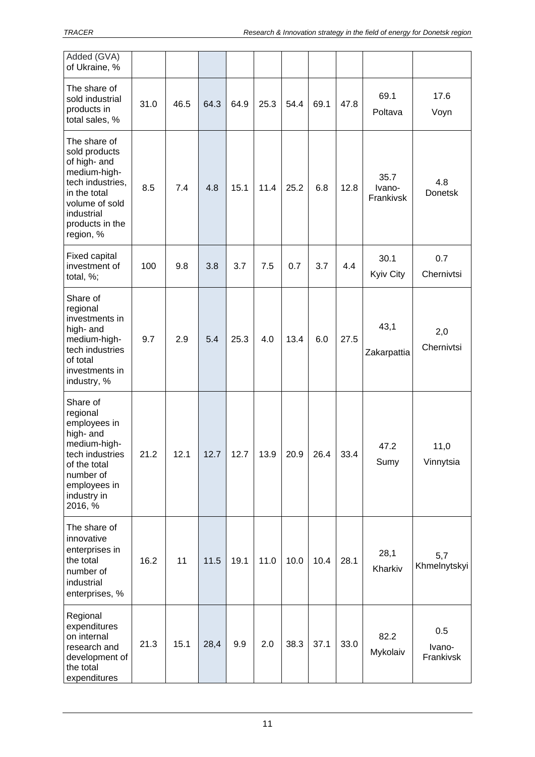| | | | | | | | | | | |
|---|---|---|---|---|---|---|---|---|---|---|
| Added (GVA) of Ukraine, % | | | | | | | | | | |
| The share of sold industrial products in total sales, % | 31.0 | 46.5 | 64.3 | 64.9 | 25.3 | 54.4 | 69.1 | 47.8 | 69.1 Poltava | 17.6 Voyn |
| The share of sold products of high- and medium-high-tech industries, in the total volume of sold industrial products in the region, % | 8.5 | 7.4 | 4.8 | 15.1 | 11.4 | 25.2 | 6.8 | 12.8 | 35.7 Ivano-Frankivsk | 4.8 Donetsk |
| Fixed capital investment of total, %; | 100 | 9.8 | 3.8 | 3.7 | 7.5 | 0.7 | 3.7 | 4.4 | 30.1 Kyiv City | 0.7 Chernivtsi |
| Share of regional investments in high- and medium-high-tech industries of total investments in industry, % | 9.7 | 2.9 | 5.4 | 25.3 | 4.0 | 13.4 | 6.0 | 27.5 | 43,1 Zakarpattia | 2,0 Chernivtsi |
| Share of regional employees in high- and medium-high-tech industries of the total number of employees in industry in 2016, % | 21.2 | 12.1 | 12.7 | 12.7 | 13.9 | 20.9 | 26.4 | 33.4 | 47.2 Sumy | 11,0 Vinnytsia |
| The share of innovative enterprises in the total number of industrial enterprises, % | 16.2 | 11 | 11.5 | 19.1 | 11.0 | 10.0 | 10.4 | 28.1 | 28,1 Kharkiv | 5,7 Khmelnytskyi |
| Regional expenditures on internal research and development of the total expenditures | 21.3 | 15.1 | 28,4 | 9.9 | 2.0 | 38.3 | 37.1 | 33.0 | 82.2 Mykolaiv | 0.5 Ivano-Frankivsk |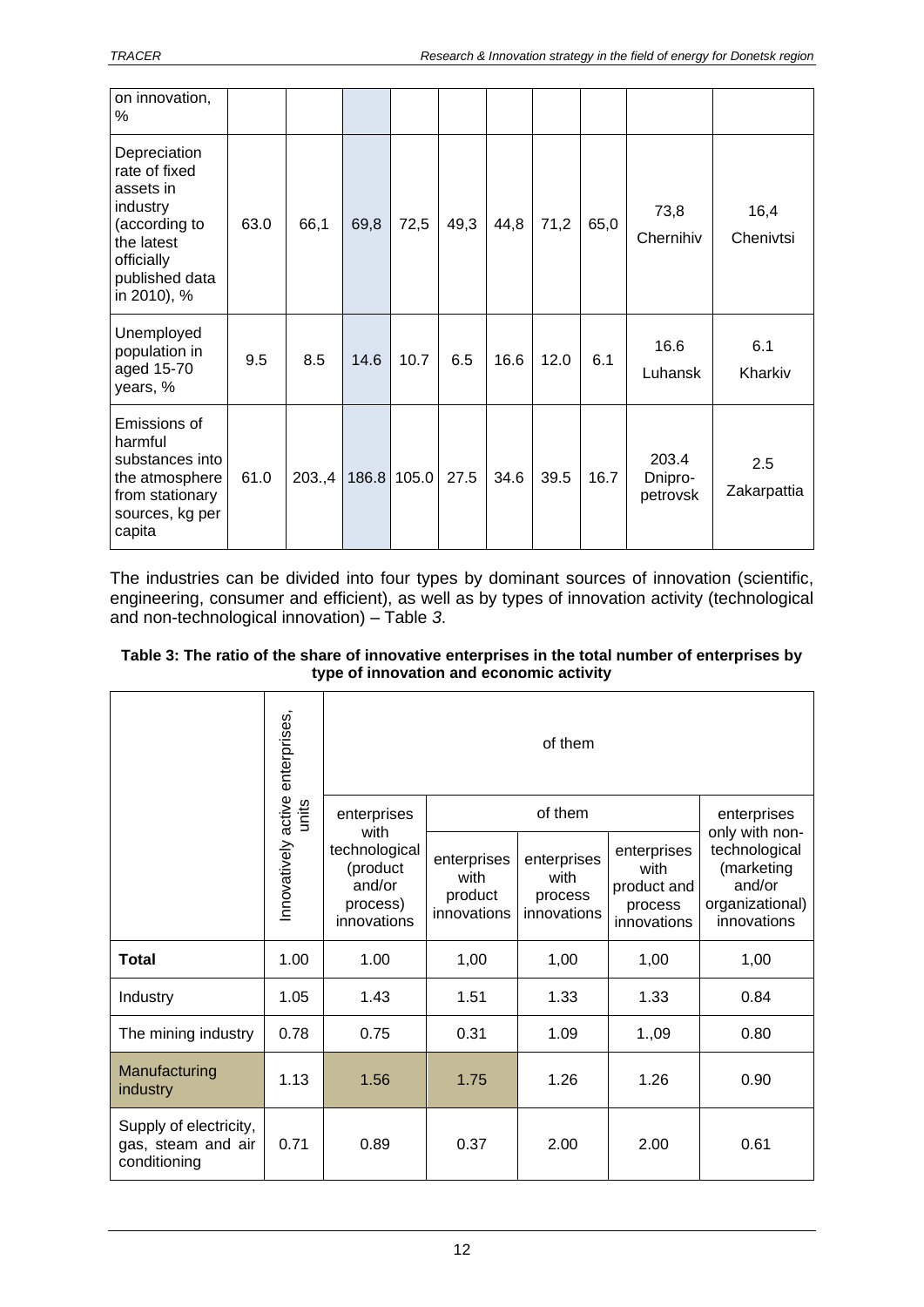| on innovation, % | | | | | | | | | | |
|---|---|---|---|---|---|---|---|---|---|---|
| Depreciation rate of fixed assets in industry (according to the latest officially published data in 2010), % | 63.0 | 66,1 | 69,8 | 72,5 | 49,3 | 44,8 | 71,2 | 65,0 | 73,8 Chernihiv | 16,4 Chenivtsi |
| Unemployed population in aged 15-70 years, % | 9.5 | 8.5 | 14.6 | 10.7 | 6.5 | 16.6 | 12.0 | 6.1 | 16.6 Luhansk | 6.1 Kharkiv |
| Emissions of harmful substances into the atmosphere from stationary sources, kg per capita | 61.0 | 203.,4 | 186.8 | 105.0 | 27.5 | 34.6 | 39.5 | 16.7 | 203.4 Dnipro-petrovsk | 2.5 Zakarpattia |

The industries can be divided into four types by dominant sources of innovation (scientific, engineering, consumer and efficient), as well as by types of innovation activity (technological and non-technological innovation) – Table *3*.

**Table 3: The ratio of the share of innovative enterprises in the total number of enterprises by type of innovation and economic activity**

| | Innovatively active enterprises, units | of them | | | | |
|---|---|---|---|---|---|---|
| | | enterprises with technological (product and/or process) innovations | of them | | | enterprises only with non-technological (marketing and/or organizational) innovations |
| | | | enterprises with product innovations | enterprises with process innovations | enterprises with product and process innovations | |
| **Total** | 1.00 | 1.00 | 1,00 | 1,00 | 1,00 | 1,00 |
| Industry | 1.05 | 1.43 | 1.51 | 1.33 | 1.33 | 0.84 |
| The mining industry | 0.78 | 0.75 | 0.31 | 1.09 | 1.,09 | 0.80 |
| Manufacturing industry | 1.13 | 1.56 | 1.75 | 1.26 | 1.26 | 0.90 |
| Supply of electricity, gas, steam and air conditioning | 0.71 | 0.89 | 0.37 | 2.00 | 2.00 | 0.61 |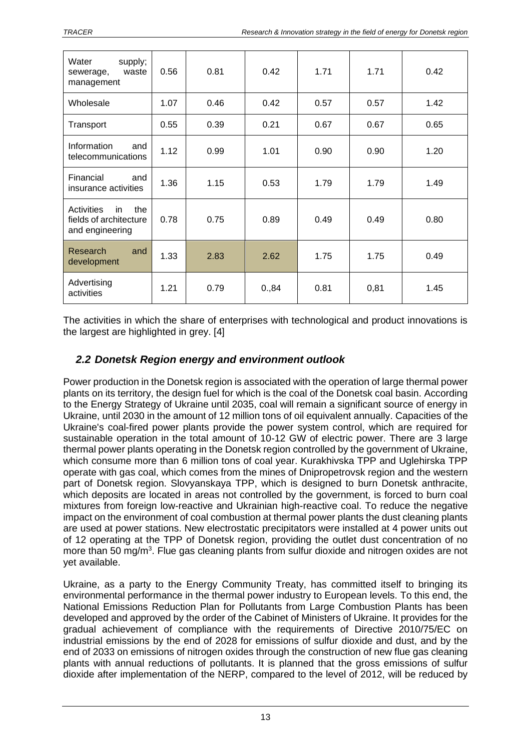| | | | | | | |
|---|---|---|---|---|---|---|
| Water supply; sewerage, waste management | 0.56 | 0.81 | 0.42 | 1.71 | 1.71 | 0.42 |
| Wholesale | 1.07 | 0.46 | 0.42 | 0.57 | 0.57 | 1.42 |
| Transport | 0.55 | 0.39 | 0.21 | 0.67 | 0.67 | 0.65 |
| Information and telecommunications | 1.12 | 0.99 | 1.01 | 0.90 | 0.90 | 1.20 |
| Financial and insurance activities | 1.36 | 1.15 | 0.53 | 1.79 | 1.79 | 1.49 |
| Activities in the fields of architecture and engineering | 0.78 | 0.75 | 0.89 | 0.49 | 0.49 | 0.80 |
| Research and development | 1.33 | 2.83 | 2.62 | 1.75 | 1.75 | 0.49 |
| Advertising activities | 1.21 | 0.79 | 0.,84 | 0.81 | 0,81 | 1.45 |

The activities in which the share of enterprises with technological and product innovations is the largest are highlighted in grey. [4]

## *2.2 Donetsk Region energy and environment outlook*

Power production in the Donetsk region is associated with the operation of large thermal power plants on its territory, the design fuel for which is the coal of the Donetsk coal basin. According to the Energy Strategy of Ukraine until 2035, coal will remain a significant source of energy in Ukraine, until 2030 in the amount of 12 million tons of oil equivalent annually. Capacities of the Ukraine's coal-fired power plants provide the power system control, which are required for sustainable operation in the total amount of 10-12 GW of electric power. There are 3 large thermal power plants operating in the Donetsk region controlled by the government of Ukraine, which consume more than 6 million tons of coal year. Kurakhivska TPP and Uglehirska TPP operate with gas coal, which comes from the mines of Dnipropetrovsk region and the western part of Donetsk region. Slovyanskaya TPP, which is designed to burn Donetsk anthracite, which deposits are located in areas not controlled by the government, is forced to burn coal mixtures from foreign low-reactive and Ukrainian high-reactive coal. To reduce the negative impact on the environment of coal combustion at thermal power plants the dust cleaning plants are used at power stations. New electrostatic precipitators were installed at 4 power units out of 12 operating at the TPP of Donetsk region, providing the outlet dust concentration of no more than 50 mg/m$^3$. Flue gas cleaning plants from sulfur dioxide and nitrogen oxides are not yet available.

Ukraine, as a party to the Energy Community Treaty, has committed itself to bringing its environmental performance in the thermal power industry to European levels. To this end, the National Emissions Reduction Plan for Pollutants from Large Combustion Plants has been developed and approved by the order of the Cabinet of Ministers of Ukraine. It provides for the gradual achievement of compliance with the requirements of Directive 2010/75/EC on industrial emissions by the end of 2028 for emissions of sulfur dioxide and dust, and by the end of 2033 on emissions of nitrogen oxides through the construction of new flue gas cleaning plants with annual reductions of pollutants. It is planned that the gross emissions of sulfur dioxide after implementation of the NERP, compared to the level of 2012, will be reduced by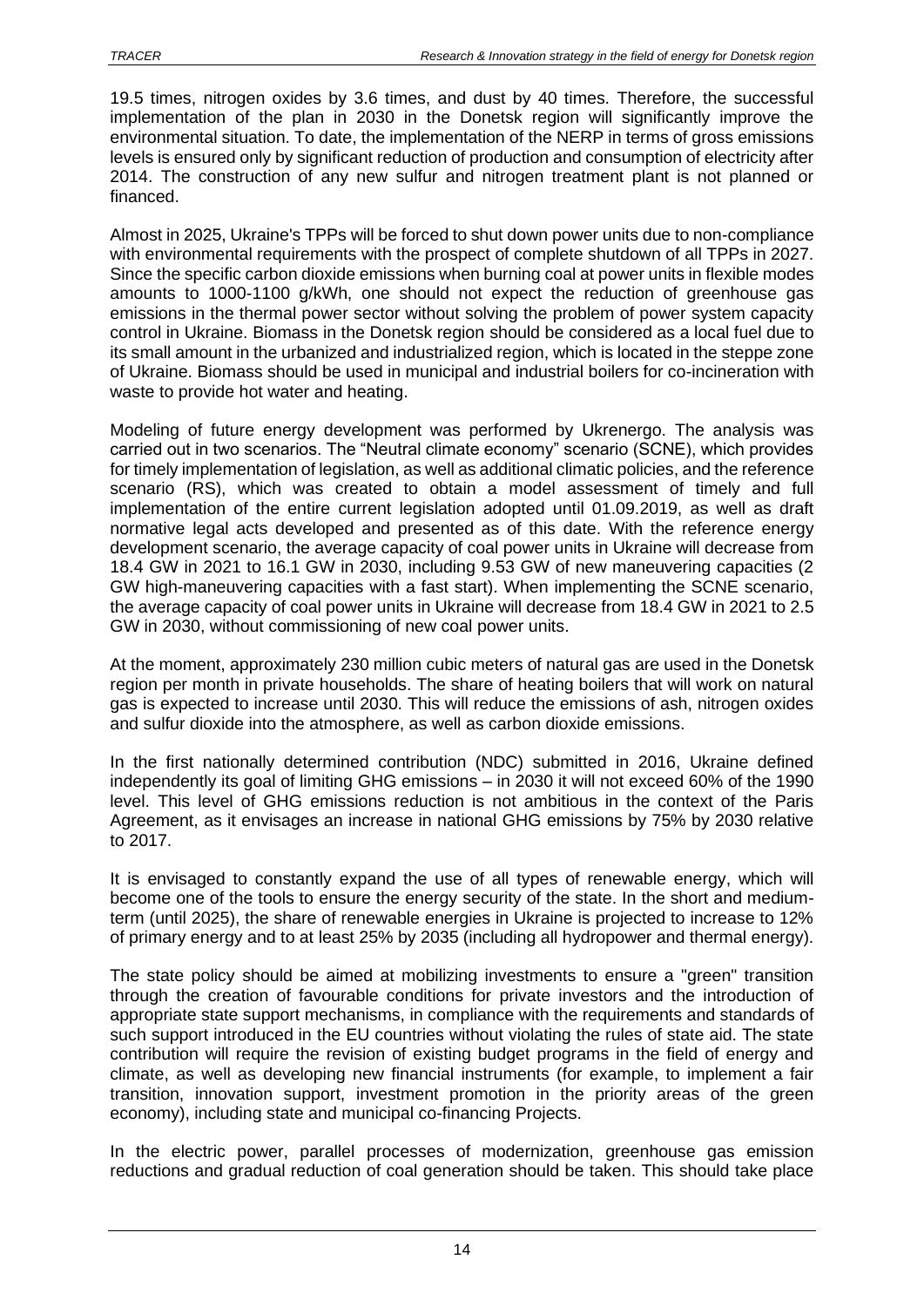19.5 times, nitrogen oxides by 3.6 times, and dust by 40 times. Therefore, the successful implementation of the plan in 2030 in the Donetsk region will significantly improve the environmental situation. To date, the implementation of the NERP in terms of gross emissions levels is ensured only by significant reduction of production and consumption of electricity after 2014. The construction of any new sulfur and nitrogen treatment plant is not planned or financed.

Almost in 2025, Ukraine's TPPs will be forced to shut down power units due to non-compliance with environmental requirements with the prospect of complete shutdown of all TPPs in 2027. Since the specific carbon dioxide emissions when burning coal at power units in flexible modes amounts to 1000-1100 g/kWh, one should not expect the reduction of greenhouse gas emissions in the thermal power sector without solving the problem of power system capacity control in Ukraine. Biomass in the Donetsk region should be considered as a local fuel due to its small amount in the urbanized and industrialized region, which is located in the steppe zone of Ukraine. Biomass should be used in municipal and industrial boilers for co-incineration with waste to provide hot water and heating.

Modeling of future energy development was performed by Ukrenergo. The analysis was carried out in two scenarios. The "Neutral climate economy" scenario (SCNE), which provides for timely implementation of legislation, as well as additional climatic policies, and the reference scenario (RS), which was created to obtain a model assessment of timely and full implementation of the entire current legislation adopted until 01.09.2019, as well as draft normative legal acts developed and presented as of this date. With the reference energy development scenario, the average capacity of coal power units in Ukraine will decrease from 18.4 GW in 2021 to 16.1 GW in 2030, including 9.53 GW of new maneuvering capacities (2 GW high-maneuvering capacities with a fast start). When implementing the SCNE scenario, the average capacity of coal power units in Ukraine will decrease from 18.4 GW in 2021 to 2.5 GW in 2030, without commissioning of new coal power units.

At the moment, approximately 230 million cubic meters of natural gas are used in the Donetsk region per month in private households. The share of heating boilers that will work on natural gas is expected to increase until 2030. This will reduce the emissions of ash, nitrogen oxides and sulfur dioxide into the atmosphere, as well as carbon dioxide emissions.

In the first nationally determined contribution (NDC) submitted in 2016, Ukraine defined independently its goal of limiting GHG emissions – in 2030 it will not exceed 60% of the 1990 level. This level of GHG emissions reduction is not ambitious in the context of the Paris Agreement, as it envisages an increase in national GHG emissions by 75% by 2030 relative to 2017.

It is envisaged to constantly expand the use of all types of renewable energy, which will become one of the tools to ensure the energy security of the state. In the short and medium-term (until 2025), the share of renewable energies in Ukraine is projected to increase to 12% of primary energy and to at least 25% by 2035 (including all hydropower and thermal energy).

The state policy should be aimed at mobilizing investments to ensure a "green" transition through the creation of favourable conditions for private investors and the introduction of appropriate state support mechanisms, in compliance with the requirements and standards of such support introduced in the EU countries without violating the rules of state aid. The state contribution will require the revision of existing budget programs in the field of energy and climate, as well as developing new financial instruments (for example, to implement a fair transition, innovation support, investment promotion in the priority areas of the green economy), including state and municipal co-financing Projects.

In the electric power, parallel processes of modernization, greenhouse gas emission reductions and gradual reduction of coal generation should be taken. This should take place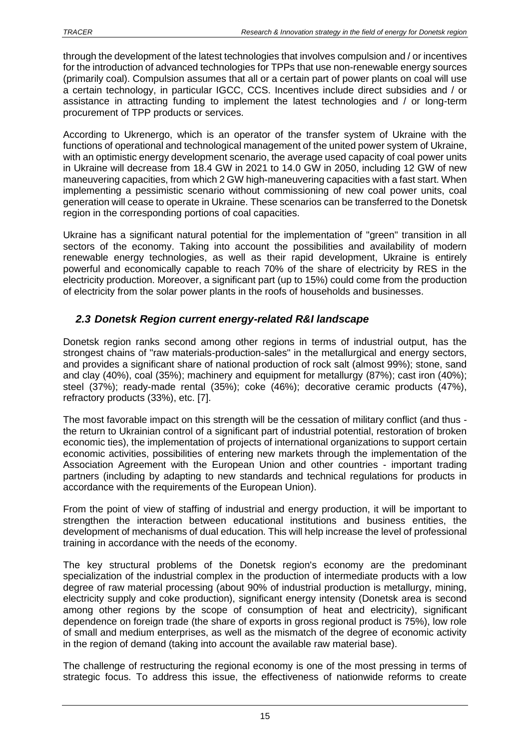through the development of the latest technologies that involves compulsion and / or incentives for the introduction of advanced technologies for TPPs that use non-renewable energy sources (primarily coal). Compulsion assumes that all or a certain part of power plants on coal will use a certain technology, in particular IGCC, CCS. Incentives include direct subsidies and / or assistance in attracting funding to implement the latest technologies and / or long-term procurement of TPP products or services.

According to Ukrenergo, which is an operator of the transfer system of Ukraine with the functions of operational and technological management of the united power system of Ukraine, with an optimistic energy development scenario, the average used capacity of coal power units in Ukraine will decrease from 18.4 GW in 2021 to 14.0 GW in 2050, including 12 GW of new maneuvering capacities, from which 2 GW high-maneuvering capacities with a fast start. When implementing a pessimistic scenario without commissioning of new coal power units, coal generation will cease to operate in Ukraine. These scenarios can be transferred to the Donetsk region in the corresponding portions of coal capacities.

Ukraine has a significant natural potential for the implementation of "green" transition in all sectors of the economy. Taking into account the possibilities and availability of modern renewable energy technologies, as well as their rapid development, Ukraine is entirely powerful and economically capable to reach 70% of the share of electricity by RES in the electricity production. Moreover, a significant part (up to 15%) could come from the production of electricity from the solar power plants in the roofs of households and businesses.

## *2.3 Donetsk Region current energy-related R&I landscape*

Donetsk region ranks second among other regions in terms of industrial output, has the strongest chains of "raw materials-production-sales" in the metallurgical and energy sectors, and provides a significant share of national production of rock salt (almost 99%); stone, sand and clay (40%), coal (35%); machinery and equipment for metallurgy (87%); cast iron (40%); steel (37%); ready-made rental (35%); coke (46%); decorative ceramic products (47%), refractory products (33%), etc. [7].

The most favorable impact on this strength will be the cessation of military conflict (and thus - the return to Ukrainian control of a significant part of industrial potential, restoration of broken economic ties), the implementation of projects of international organizations to support certain economic activities, possibilities of entering new markets through the implementation of the Association Agreement with the European Union and other countries - important trading partners (including by adapting to new standards and technical regulations for products in accordance with the requirements of the European Union).

From the point of view of staffing of industrial and energy production, it will be important to strengthen the interaction between educational institutions and business entities, the development of mechanisms of dual education. This will help increase the level of professional training in accordance with the needs of the economy.

The key structural problems of the Donetsk region's economy are the predominant specialization of the industrial complex in the production of intermediate products with a low degree of raw material processing (about 90% of industrial production is metallurgy, mining, electricity supply and coke production), significant energy intensity (Donetsk area is second among other regions by the scope of consumption of heat and electricity), significant dependence on foreign trade (the share of exports in gross regional product is 75%), low role of small and medium enterprises, as well as the mismatch of the degree of economic activity in the region of demand (taking into account the available raw material base).

The challenge of restructuring the regional economy is one of the most pressing in terms of strategic focus. To address this issue, the effectiveness of nationwide reforms to create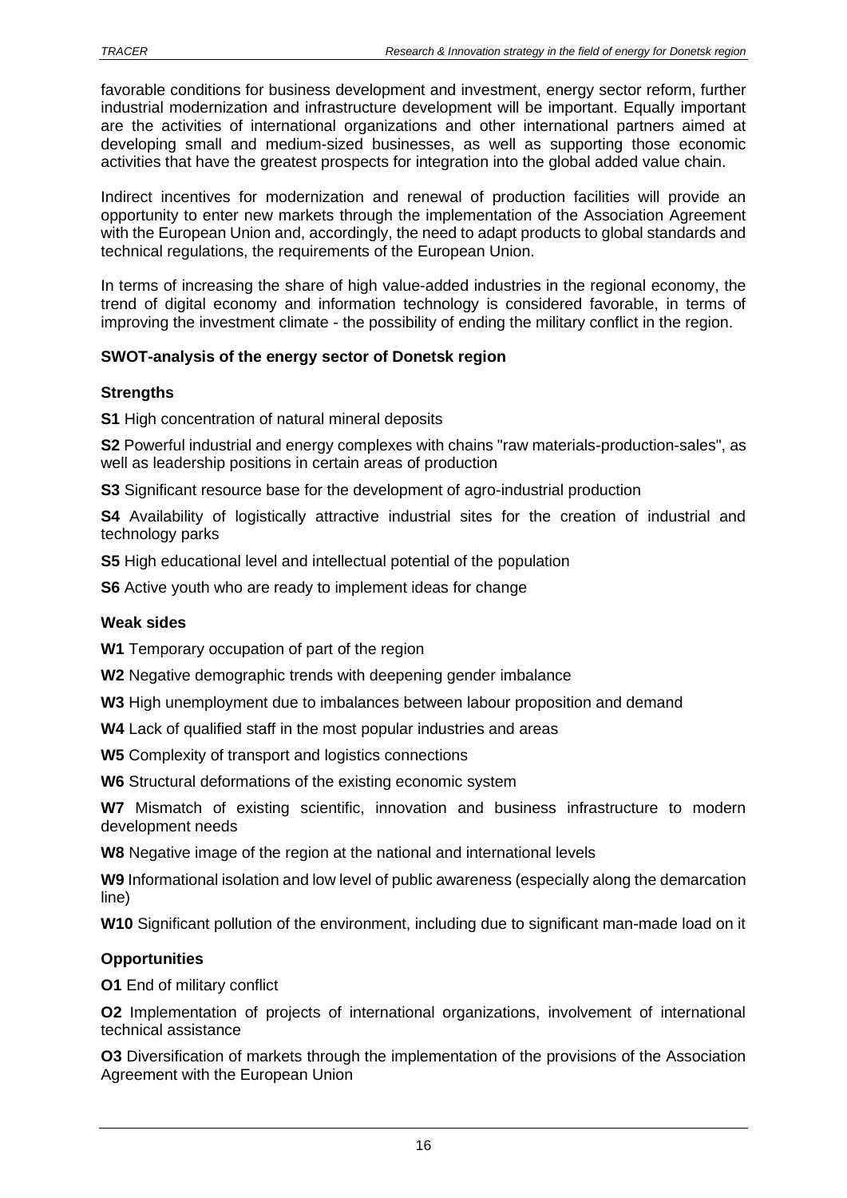favorable conditions for business development and investment, energy sector reform, further industrial modernization and infrastructure development will be important. Equally important are the activities of international organizations and other international partners aimed at developing small and medium-sized businesses, as well as supporting those economic activities that have the greatest prospects for integration into the global added value chain.

Indirect incentives for modernization and renewal of production facilities will provide an opportunity to enter new markets through the implementation of the Association Agreement with the European Union and, accordingly, the need to adapt products to global standards and technical regulations, the requirements of the European Union.

In terms of increasing the share of high value-added industries in the regional economy, the trend of digital economy and information technology is considered favorable, in terms of improving the investment climate - the possibility of ending the military conflict in the region.

**SWOT-analysis of the energy sector of Donetsk region**

**Strengths**

**S1** High concentration of natural mineral deposits

**S2** Powerful industrial and energy complexes with chains "raw materials-production-sales", as well as leadership positions in certain areas of production

**S3** Significant resource base for the development of agro-industrial production

**S4** Availability of logistically attractive industrial sites for the creation of industrial and technology parks

**S5** High educational level and intellectual potential of the population

**S6** Active youth who are ready to implement ideas for change

**Weak sides**

**W1** Temporary occupation of part of the region

**W2** Negative demographic trends with deepening gender imbalance

**W3** High unemployment due to imbalances between labour proposition and demand

**W4** Lack of qualified staff in the most popular industries and areas

**W5** Complexity of transport and logistics connections

**W6** Structural deformations of the existing economic system

**W7** Mismatch of existing scientific, innovation and business infrastructure to modern development needs

**W8** Negative image of the region at the national and international levels

**W9** Informational isolation and low level of public awareness (especially along the demarcation line)

**W10** Significant pollution of the environment, including due to significant man-made load on it

**Opportunities**

**O1** End of military conflict

**O2** Implementation of projects of international organizations, involvement of international technical assistance

**O3** Diversification of markets through the implementation of the provisions of the Association Agreement with the European Union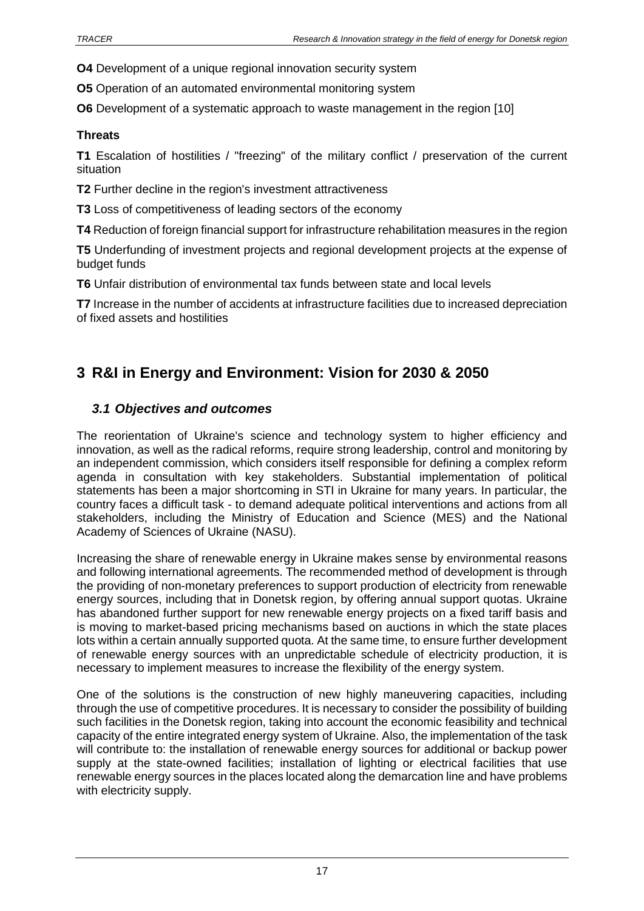**O4** Development of a unique regional innovation security system

**O5** Operation of an automated environmental monitoring system

**O6** Development of a systematic approach to waste management in the region [10]

**Threats**

**T1** Escalation of hostilities / "freezing" of the military conflict / preservation of the current situation

**T2** Further decline in the region's investment attractiveness

**T3** Loss of competitiveness of leading sectors of the economy

**T4** Reduction of foreign financial support for infrastructure rehabilitation measures in the region

**T5** Underfunding of investment projects and regional development projects at the expense of budget funds

**T6** Unfair distribution of environmental tax funds between state and local levels

**T7** Increase in the number of accidents at infrastructure facilities due to increased depreciation of fixed assets and hostilities

# 3 R&I in Energy and Environment: Vision for 2030 & 2050

## *3.1 Objectives and outcomes*

The reorientation of Ukraine's science and technology system to higher efficiency and innovation, as well as the radical reforms, require strong leadership, control and monitoring by an independent commission, which considers itself responsible for defining a complex reform agenda in consultation with key stakeholders. Substantial implementation of political statements has been a major shortcoming in STI in Ukraine for many years. In particular, the country faces a difficult task - to demand adequate political interventions and actions from all stakeholders, including the Ministry of Education and Science (MES) and the National Academy of Sciences of Ukraine (NASU).

Increasing the share of renewable energy in Ukraine makes sense by environmental reasons and following international agreements. The recommended method of development is through the providing of non-monetary preferences to support production of electricity from renewable energy sources, including that in Donetsk region, by offering annual support quotas. Ukraine has abandoned further support for new renewable energy projects on a fixed tariff basis and is moving to market-based pricing mechanisms based on auctions in which the state places lots within a certain annually supported quota. At the same time, to ensure further development of renewable energy sources with an unpredictable schedule of electricity production, it is necessary to implement measures to increase the flexibility of the energy system.

One of the solutions is the construction of new highly maneuvering capacities, including through the use of competitive procedures. It is necessary to consider the possibility of building such facilities in the Donetsk region, taking into account the economic feasibility and technical capacity of the entire integrated energy system of Ukraine. Also, the implementation of the task will contribute to: the installation of renewable energy sources for additional or backup power supply at the state-owned facilities; installation of lighting or electrical facilities that use renewable energy sources in the places located along the demarcation line and have problems with electricity supply.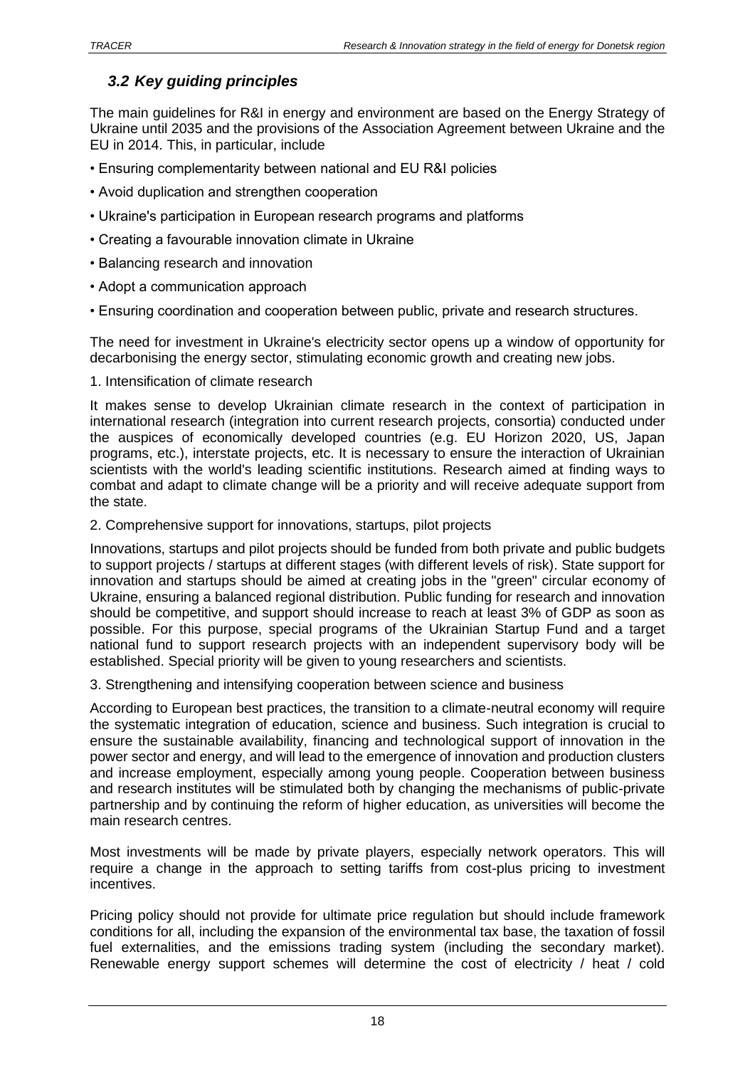## *3.2 Key guiding principles*

The main guidelines for R&I in energy and environment are based on the Energy Strategy of Ukraine until 2035 and the provisions of the Association Agreement between Ukraine and the EU in 2014. This, in particular, include

- Ensuring complementarity between national and EU R&I policies
- Avoid duplication and strengthen cooperation
- Ukraine's participation in European research programs and platforms
- Creating a favourable innovation climate in Ukraine
- Balancing research and innovation
- Adopt a communication approach
- Ensuring coordination and cooperation between public, private and research structures.

The need for investment in Ukraine's electricity sector opens up a window of opportunity for decarbonising the energy sector, stimulating economic growth and creating new jobs.

1. Intensification of climate research

It makes sense to develop Ukrainian climate research in the context of participation in international research (integration into current research projects, consortia) conducted under the auspices of economically developed countries (e.g. EU Horizon 2020, US, Japan programs, etc.), interstate projects, etc. It is necessary to ensure the interaction of Ukrainian scientists with the world's leading scientific institutions. Research aimed at finding ways to combat and adapt to climate change will be a priority and will receive adequate support from the state.

2. Comprehensive support for innovations, startups, pilot projects

Innovations, startups and pilot projects should be funded from both private and public budgets to support projects / startups at different stages (with different levels of risk). State support for innovation and startups should be aimed at creating jobs in the "green" circular economy of Ukraine, ensuring a balanced regional distribution. Public funding for research and innovation should be competitive, and support should increase to reach at least 3% of GDP as soon as possible. For this purpose, special programs of the Ukrainian Startup Fund and a target national fund to support research projects with an independent supervisory body will be established. Special priority will be given to young researchers and scientists.

3. Strengthening and intensifying cooperation between science and business

According to European best practices, the transition to a climate-neutral economy will require the systematic integration of education, science and business. Such integration is crucial to ensure the sustainable availability, financing and technological support of innovation in the power sector and energy, and will lead to the emergence of innovation and production clusters and increase employment, especially among young people. Cooperation between business and research institutes will be stimulated both by changing the mechanisms of public-private partnership and by continuing the reform of higher education, as universities will become the main research centres.

Most investments will be made by private players, especially network operators. This will require a change in the approach to setting tariffs from cost-plus pricing to investment incentives.

Pricing policy should not provide for ultimate price regulation but should include framework conditions for all, including the expansion of the environmental tax base, the taxation of fossil fuel externalities, and the emissions trading system (including the secondary market). Renewable energy support schemes will determine the cost of electricity / heat / cold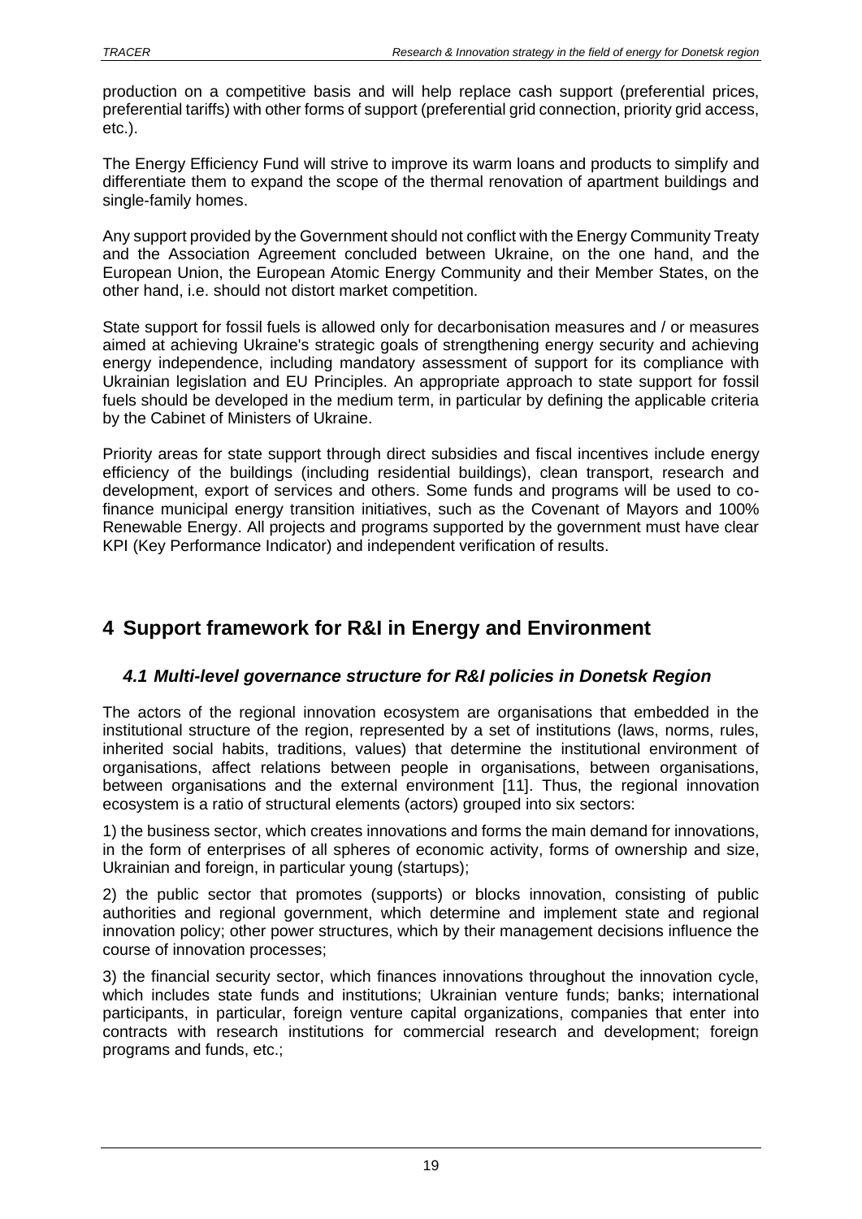production on a competitive basis and will help replace cash support (preferential prices, preferential tariffs) with other forms of support (preferential grid connection, priority grid access, etc.).

The Energy Efficiency Fund will strive to improve its warm loans and products to simplify and differentiate them to expand the scope of the thermal renovation of apartment buildings and single-family homes.

Any support provided by the Government should not conflict with the Energy Community Treaty and the Association Agreement concluded between Ukraine, on the one hand, and the European Union, the European Atomic Energy Community and their Member States, on the other hand, i.e. should not distort market competition.

State support for fossil fuels is allowed only for decarbonisation measures and / or measures aimed at achieving Ukraine's strategic goals of strengthening energy security and achieving energy independence, including mandatory assessment of support for its compliance with Ukrainian legislation and EU Principles. An appropriate approach to state support for fossil fuels should be developed in the medium term, in particular by defining the applicable criteria by the Cabinet of Ministers of Ukraine.

Priority areas for state support through direct subsidies and fiscal incentives include energy efficiency of the buildings (including residential buildings), clean transport, research and development, export of services and others. Some funds and programs will be used to co-finance municipal energy transition initiatives, such as the Covenant of Mayors and 100% Renewable Energy. All projects and programs supported by the government must have clear KPI (Key Performance Indicator) and independent verification of results.

# 4 Support framework for R&I in Energy and Environment

## *4.1 Multi-level governance structure for R&I policies in Donetsk Region*

The actors of the regional innovation ecosystem are organisations that embedded in the institutional structure of the region, represented by a set of institutions (laws, norms, rules, inherited social habits, traditions, values) that determine the institutional environment of organisations, affect relations between people in organisations, between organisations, between organisations and the external environment [11]. Thus, the regional innovation ecosystem is a ratio of structural elements (actors) grouped into six sectors:

1) the business sector, which creates innovations and forms the main demand for innovations, in the form of enterprises of all spheres of economic activity, forms of ownership and size, Ukrainian and foreign, in particular young (startups);

2) the public sector that promotes (supports) or blocks innovation, consisting of public authorities and regional government, which determine and implement state and regional innovation policy; other power structures, which by their management decisions influence the course of innovation processes;

3) the financial security sector, which finances innovations throughout the innovation cycle, which includes state funds and institutions; Ukrainian venture funds; banks; international participants, in particular, foreign venture capital organizations, companies that enter into contracts with research institutions for commercial research and development; foreign programs and funds, etc.;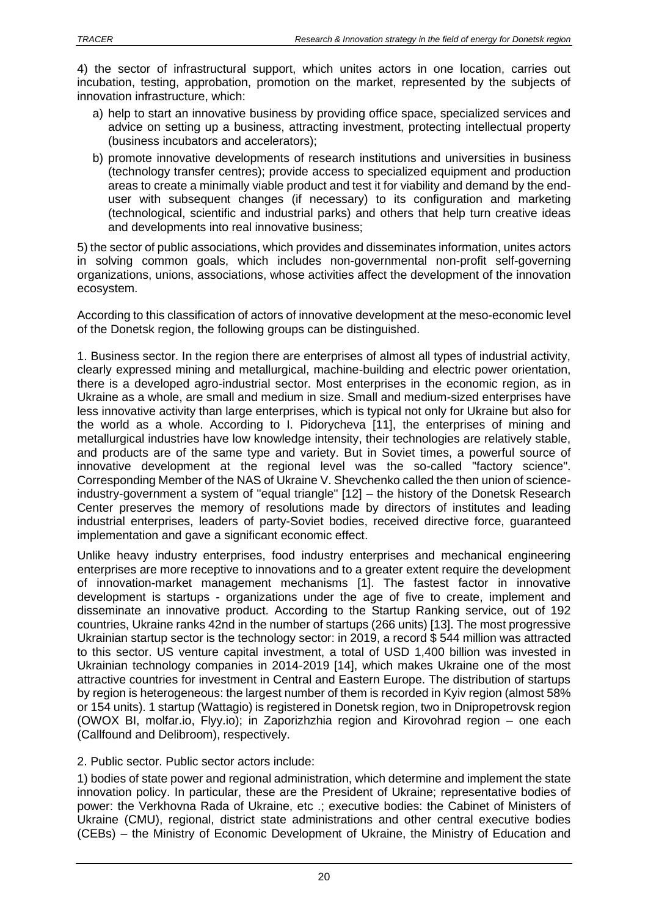4) the sector of infrastructural support, which unites actors in one location, carries out incubation, testing, approbation, promotion on the market, represented by the subjects of innovation infrastructure, which:

a) help to start an innovative business by providing office space, specialized services and advice on setting up a business, attracting investment, protecting intellectual property (business incubators and accelerators);

b) promote innovative developments of research institutions and universities in business (technology transfer centres); provide access to specialized equipment and production areas to create a minimally viable product and test it for viability and demand by the end-user with subsequent changes (if necessary) to its configuration and marketing (technological, scientific and industrial parks) and others that help turn creative ideas and developments into real innovative business;

5) the sector of public associations, which provides and disseminates information, unites actors in solving common goals, which includes non-governmental non-profit self-governing organizations, unions, associations, whose activities affect the development of the innovation ecosystem.

According to this classification of actors of innovative development at the meso-economic level of the Donetsk region, the following groups can be distinguished.

1. Business sector. In the region there are enterprises of almost all types of industrial activity, clearly expressed mining and metallurgical, machine-building and electric power orientation, there is a developed agro-industrial sector. Most enterprises in the economic region, as in Ukraine as a whole, are small and medium in size. Small and medium-sized enterprises have less innovative activity than large enterprises, which is typical not only for Ukraine but also for the world as a whole. According to I. Pidorycheva [11], the enterprises of mining and metallurgical industries have low knowledge intensity, their technologies are relatively stable, and products are of the same type and variety. But in Soviet times, a powerful source of innovative development at the regional level was the so-called "factory science". Corresponding Member of the NAS of Ukraine V. Shevchenko called the then union of science-industry-government a system of "equal triangle" [12] – the history of the Donetsk Research Center preserves the memory of resolutions made by directors of institutes and leading industrial enterprises, leaders of party-Soviet bodies, received directive force, guaranteed implementation and gave a significant economic effect.

Unlike heavy industry enterprises, food industry enterprises and mechanical engineering enterprises are more receptive to innovations and to a greater extent require the development of innovation-market management mechanisms [1]. The fastest factor in innovative development is startups - organizations under the age of five to create, implement and disseminate an innovative product. According to the Startup Ranking service, out of 192 countries, Ukraine ranks 42nd in the number of startups (266 units) [13]. The most progressive Ukrainian startup sector is the technology sector: in 2019, a record $ 544 million was attracted to this sector. US venture capital investment, a total of USD 1,400 billion was invested in Ukrainian technology companies in 2014-2019 [14], which makes Ukraine one of the most attractive countries for investment in Central and Eastern Europe. The distribution of startups by region is heterogeneous: the largest number of them is recorded in Kyiv region (almost 58% or 154 units). 1 startup (Wattagio) is registered in Donetsk region, two in Dnipropetrovsk region (OWOX BI, molfar.io, Flyy.io); in Zaporizhzhia region and Kirovohrad region – one each (Callfound and Delibroom), respectively.

2. Public sector. Public sector actors include:

1) bodies of state power and regional administration, which determine and implement the state innovation policy. In particular, these are the President of Ukraine; representative bodies of power: the Verkhovna Rada of Ukraine, etc .; executive bodies: the Cabinet of Ministers of Ukraine (CMU), regional, district state administrations and other central executive bodies (CEBs) – the Ministry of Economic Development of Ukraine, the Ministry of Education and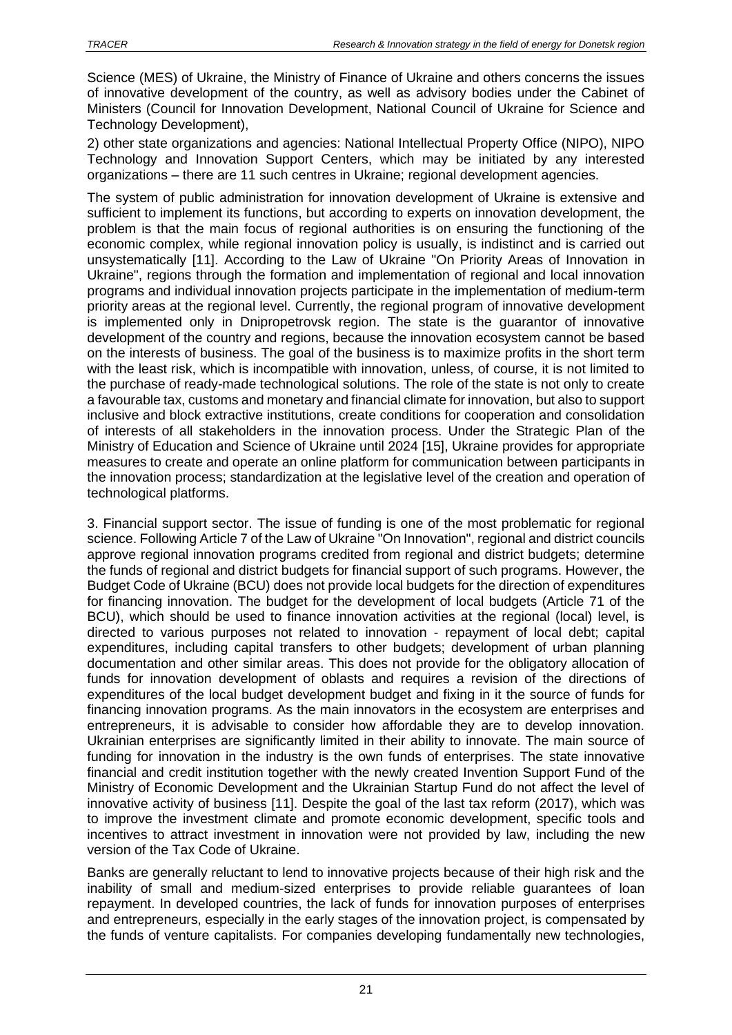Science (MES) of Ukraine, the Ministry of Finance of Ukraine and others concerns the issues of innovative development of the country, as well as advisory bodies under the Cabinet of Ministers (Council for Innovation Development, National Council of Ukraine for Science and Technology Development),

2) other state organizations and agencies: National Intellectual Property Office (NIPO), NIPO Technology and Innovation Support Centers, which may be initiated by any interested organizations – there are 11 such centres in Ukraine; regional development agencies.

The system of public administration for innovation development of Ukraine is extensive and sufficient to implement its functions, but according to experts on innovation development, the problem is that the main focus of regional authorities is on ensuring the functioning of the economic complex, while regional innovation policy is usually, is indistinct and is carried out unsystematically [11]. According to the Law of Ukraine "On Priority Areas of Innovation in Ukraine", regions through the formation and implementation of regional and local innovation programs and individual innovation projects participate in the implementation of medium-term priority areas at the regional level. Currently, the regional program of innovative development is implemented only in Dnipropetrovsk region. The state is the guarantor of innovative development of the country and regions, because the innovation ecosystem cannot be based on the interests of business. The goal of the business is to maximize profits in the short term with the least risk, which is incompatible with innovation, unless, of course, it is not limited to the purchase of ready-made technological solutions. The role of the state is not only to create a favourable tax, customs and monetary and financial climate for innovation, but also to support inclusive and block extractive institutions, create conditions for cooperation and consolidation of interests of all stakeholders in the innovation process. Under the Strategic Plan of the Ministry of Education and Science of Ukraine until 2024 [15], Ukraine provides for appropriate measures to create and operate an online platform for communication between participants in the innovation process; standardization at the legislative level of the creation and operation of technological platforms.

3. Financial support sector. The issue of funding is one of the most problematic for regional science. Following Article 7 of the Law of Ukraine "On Innovation", regional and district councils approve regional innovation programs credited from regional and district budgets; determine the funds of regional and district budgets for financial support of such programs. However, the Budget Code of Ukraine (BCU) does not provide local budgets for the direction of expenditures for financing innovation. The budget for the development of local budgets (Article 71 of the BCU), which should be used to finance innovation activities at the regional (local) level, is directed to various purposes not related to innovation - repayment of local debt; capital expenditures, including capital transfers to other budgets; development of urban planning documentation and other similar areas. This does not provide for the obligatory allocation of funds for innovation development of oblasts and requires a revision of the directions of expenditures of the local budget development budget and fixing in it the source of funds for financing innovation programs. As the main innovators in the ecosystem are enterprises and entrepreneurs, it is advisable to consider how affordable they are to develop innovation. Ukrainian enterprises are significantly limited in their ability to innovate. The main source of funding for innovation in the industry is the own funds of enterprises. The state innovative financial and credit institution together with the newly created Invention Support Fund of the Ministry of Economic Development and the Ukrainian Startup Fund do not affect the level of innovative activity of business [11]. Despite the goal of the last tax reform (2017), which was to improve the investment climate and promote economic development, specific tools and incentives to attract investment in innovation were not provided by law, including the new version of the Tax Code of Ukraine.

Banks are generally reluctant to lend to innovative projects because of their high risk and the inability of small and medium-sized enterprises to provide reliable guarantees of loan repayment. In developed countries, the lack of funds for innovation purposes of enterprises and entrepreneurs, especially in the early stages of the innovation project, is compensated by the funds of venture capitalists. For companies developing fundamentally new technologies,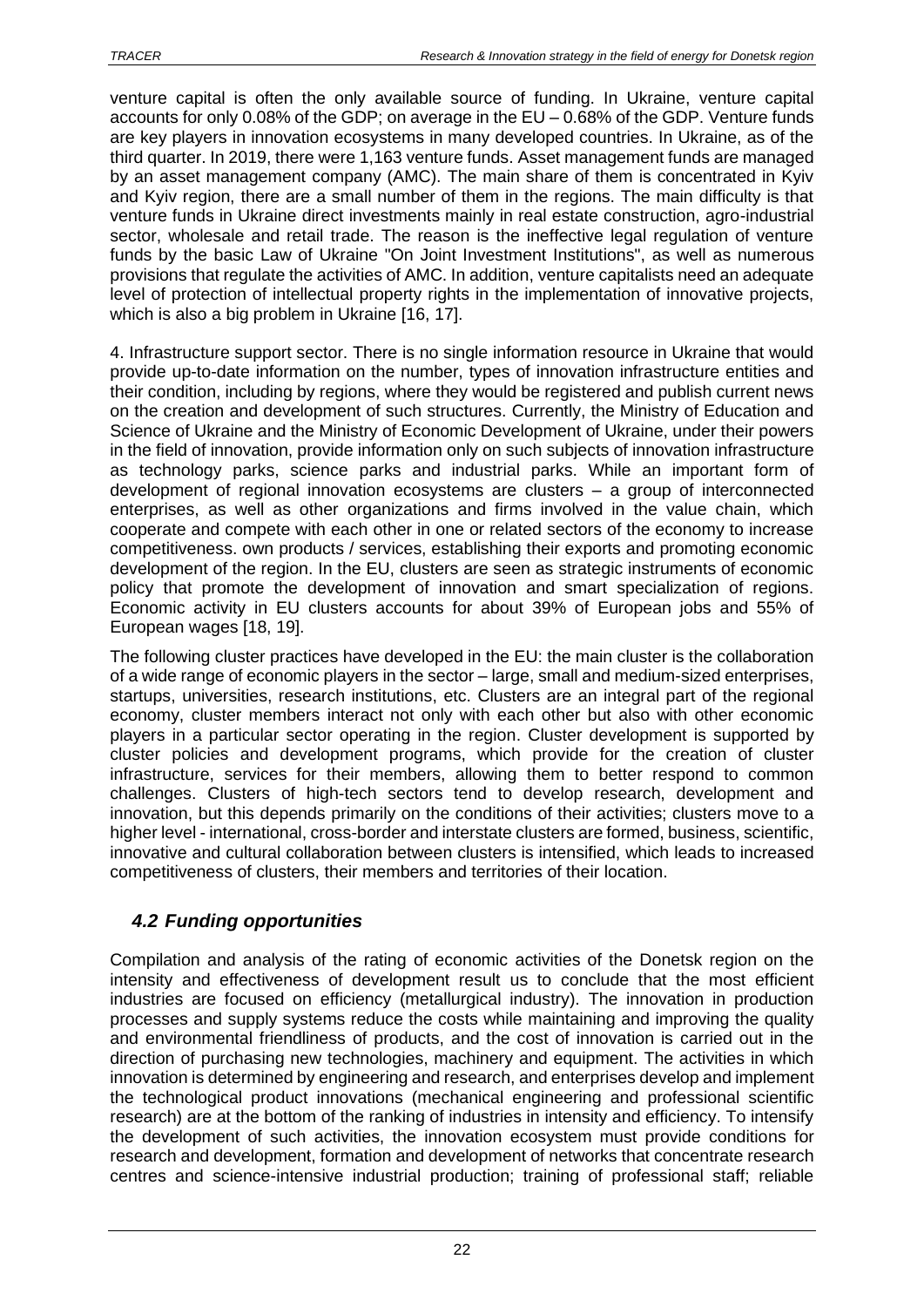venture capital is often the only available source of funding. In Ukraine, venture capital accounts for only 0.08% of the GDP; on average in the EU – 0.68% of the GDP. Venture funds are key players in innovation ecosystems in many developed countries. In Ukraine, as of the third quarter. In 2019, there were 1,163 venture funds. Asset management funds are managed by an asset management company (AMC). The main share of them is concentrated in Kyiv and Kyiv region, there are a small number of them in the regions. The main difficulty is that venture funds in Ukraine direct investments mainly in real estate construction, agro-industrial sector, wholesale and retail trade. The reason is the ineffective legal regulation of venture funds by the basic Law of Ukraine "On Joint Investment Institutions", as well as numerous provisions that regulate the activities of AMC. In addition, venture capitalists need an adequate level of protection of intellectual property rights in the implementation of innovative projects, which is also a big problem in Ukraine [16, 17].

4. Infrastructure support sector. There is no single information resource in Ukraine that would provide up-to-date information on the number, types of innovation infrastructure entities and their condition, including by regions, where they would be registered and publish current news on the creation and development of such structures. Currently, the Ministry of Education and Science of Ukraine and the Ministry of Economic Development of Ukraine, under their powers in the field of innovation, provide information only on such subjects of innovation infrastructure as technology parks, science parks and industrial parks. While an important form of development of regional innovation ecosystems are clusters – a group of interconnected enterprises, as well as other organizations and firms involved in the value chain, which cooperate and compete with each other in one or related sectors of the economy to increase competitiveness. own products / services, establishing their exports and promoting economic development of the region. In the EU, clusters are seen as strategic instruments of economic policy that promote the development of innovation and smart specialization of regions. Economic activity in EU clusters accounts for about 39% of European jobs and 55% of European wages [18, 19].

The following cluster practices have developed in the EU: the main cluster is the collaboration of a wide range of economic players in the sector – large, small and medium-sized enterprises, startups, universities, research institutions, etc. Clusters are an integral part of the regional economy, cluster members interact not only with each other but also with other economic players in a particular sector operating in the region. Cluster development is supported by cluster policies and development programs, which provide for the creation of cluster infrastructure, services for their members, allowing them to better respond to common challenges. Clusters of high-tech sectors tend to develop research, development and innovation, but this depends primarily on the conditions of their activities; clusters move to a higher level - international, cross-border and interstate clusters are formed, business, scientific, innovative and cultural collaboration between clusters is intensified, which leads to increased competitiveness of clusters, their members and territories of their location.

## *4.2 Funding opportunities*

Compilation and analysis of the rating of economic activities of the Donetsk region on the intensity and effectiveness of development result us to conclude that the most efficient industries are focused on efficiency (metallurgical industry). The innovation in production processes and supply systems reduce the costs while maintaining and improving the quality and environmental friendliness of products, and the cost of innovation is carried out in the direction of purchasing new technologies, machinery and equipment. The activities in which innovation is determined by engineering and research, and enterprises develop and implement the technological product innovations (mechanical engineering and professional scientific research) are at the bottom of the ranking of industries in intensity and efficiency. To intensify the development of such activities, the innovation ecosystem must provide conditions for research and development, formation and development of networks that concentrate research centres and science-intensive industrial production; training of professional staff; reliable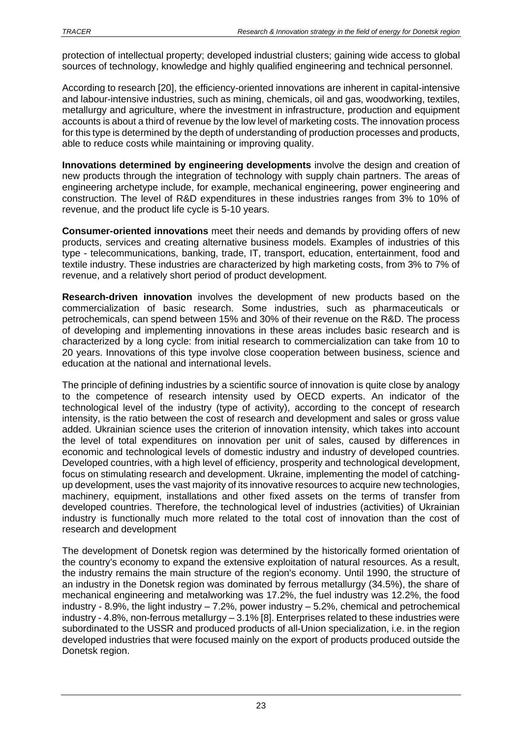protection of intellectual property; developed industrial clusters; gaining wide access to global sources of technology, knowledge and highly qualified engineering and technical personnel.

According to research [20], the efficiency-oriented innovations are inherent in capital-intensive and labour-intensive industries, such as mining, chemicals, oil and gas, woodworking, textiles, metallurgy and agriculture, where the investment in infrastructure, production and equipment accounts is about a third of revenue by the low level of marketing costs. The innovation process for this type is determined by the depth of understanding of production processes and products, able to reduce costs while maintaining or improving quality.

**Innovations determined by engineering developments** involve the design and creation of new products through the integration of technology with supply chain partners. The areas of engineering archetype include, for example, mechanical engineering, power engineering and construction. The level of R&D expenditures in these industries ranges from 3% to 10% of revenue, and the product life cycle is 5-10 years.

**Consumer-oriented innovations** meet their needs and demands by providing offers of new products, services and creating alternative business models. Examples of industries of this type - telecommunications, banking, trade, IT, transport, education, entertainment, food and textile industry. These industries are characterized by high marketing costs, from 3% to 7% of revenue, and a relatively short period of product development.

**Research-driven innovation** involves the development of new products based on the commercialization of basic research. Some industries, such as pharmaceuticals or petrochemicals, can spend between 15% and 30% of their revenue on the R&D. The process of developing and implementing innovations in these areas includes basic research and is characterized by a long cycle: from initial research to commercialization can take from 10 to 20 years. Innovations of this type involve close cooperation between business, science and education at the national and international levels.

The principle of defining industries by a scientific source of innovation is quite close by analogy to the competence of research intensity used by OECD experts. An indicator of the technological level of the industry (type of activity), according to the concept of research intensity, is the ratio between the cost of research and development and sales or gross value added. Ukrainian science uses the criterion of innovation intensity, which takes into account the level of total expenditures on innovation per unit of sales, caused by differences in economic and technological levels of domestic industry and industry of developed countries. Developed countries, with a high level of efficiency, prosperity and technological development, focus on stimulating research and development. Ukraine, implementing the model of catching-up development, uses the vast majority of its innovative resources to acquire new technologies, machinery, equipment, installations and other fixed assets on the terms of transfer from developed countries. Therefore, the technological level of industries (activities) of Ukrainian industry is functionally much more related to the total cost of innovation than the cost of research and development

The development of Donetsk region was determined by the historically formed orientation of the country's economy to expand the extensive exploitation of natural resources. As a result, the industry remains the main structure of the region's economy. Until 1990, the structure of an industry in the Donetsk region was dominated by ferrous metallurgy (34.5%), the share of mechanical engineering and metalworking was 17.2%, the fuel industry was 12.2%, the food industry - 8.9%, the light industry – 7.2%, power industry – 5.2%, chemical and petrochemical industry - 4.8%, non-ferrous metallurgy – 3.1% [8]. Enterprises related to these industries were subordinated to the USSR and produced products of all-Union specialization, i.e. in the region developed industries that were focused mainly on the export of products produced outside the Donetsk region.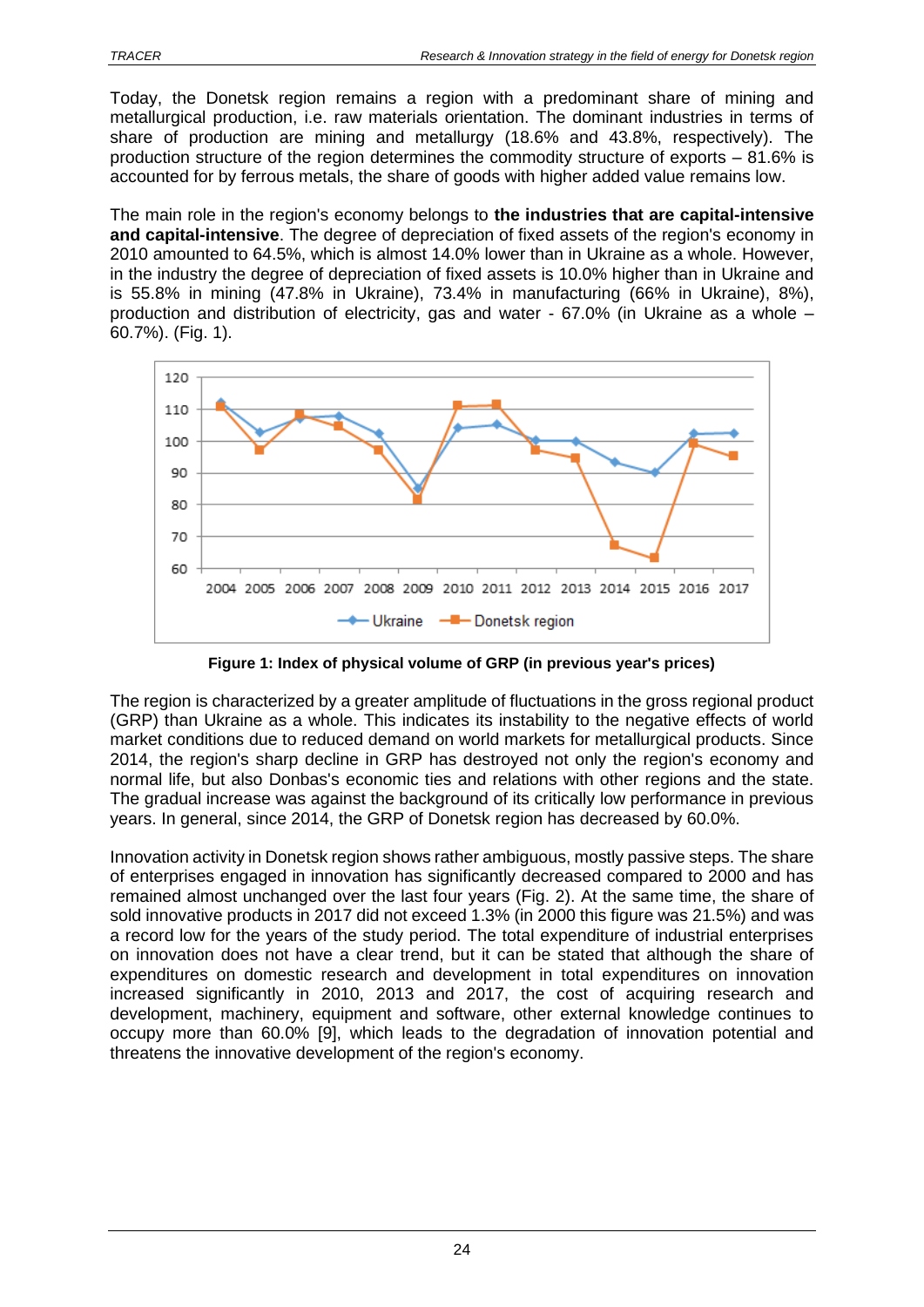Today, the Donetsk region remains a region with a predominant share of mining and metallurgical production, i.e. raw materials orientation. The dominant industries in terms of share of production are mining and metallurgy (18.6% and 43.8%, respectively). The production structure of the region determines the commodity structure of exports – 81.6% is accounted for by ferrous metals, the share of goods with higher added value remains low.

The main role in the region's economy belongs to **the industries that are capital-intensive and capital-intensive**. The degree of depreciation of fixed assets of the region's economy in 2010 amounted to 64.5%, which is almost 14.0% lower than in Ukraine as a whole. However, in the industry the degree of depreciation of fixed assets is 10.0% higher than in Ukraine and is 55.8% in mining (47.8% in Ukraine), 73.4% in manufacturing (66% in Ukraine), 8%), production and distribution of electricity, gas and water - 67.0% (in Ukraine as a whole – 60.7%). (Fig. 1).

**Figure 1: Index of physical volume of GRP (in previous year's prices)**

The region is characterized by a greater amplitude of fluctuations in the gross regional product (GRP) than Ukraine as a whole. This indicates its instability to the negative effects of world market conditions due to reduced demand on world markets for metallurgical products. Since 2014, the region's sharp decline in GRP has destroyed not only the region's economy and normal life, but also Donbas's economic ties and relations with other regions and the state. The gradual increase was against the background of its critically low performance in previous years. In general, since 2014, the GRP of Donetsk region has decreased by 60.0%.

Innovation activity in Donetsk region shows rather ambiguous, mostly passive steps. The share of enterprises engaged in innovation has significantly decreased compared to 2000 and has remained almost unchanged over the last four years (Fig. 2). At the same time, the share of sold innovative products in 2017 did not exceed 1.3% (in 2000 this figure was 21.5%) and was a record low for the years of the study period. The total expenditure of industrial enterprises on innovation does not have a clear trend, but it can be stated that although the share of expenditures on domestic research and development in total expenditures on innovation increased significantly in 2010, 2013 and 2017, the cost of acquiring research and development, machinery, equipment and software, other external knowledge continues to occupy more than 60.0% [9], which leads to the degradation of innovation potential and threatens the innovative development of the region's economy.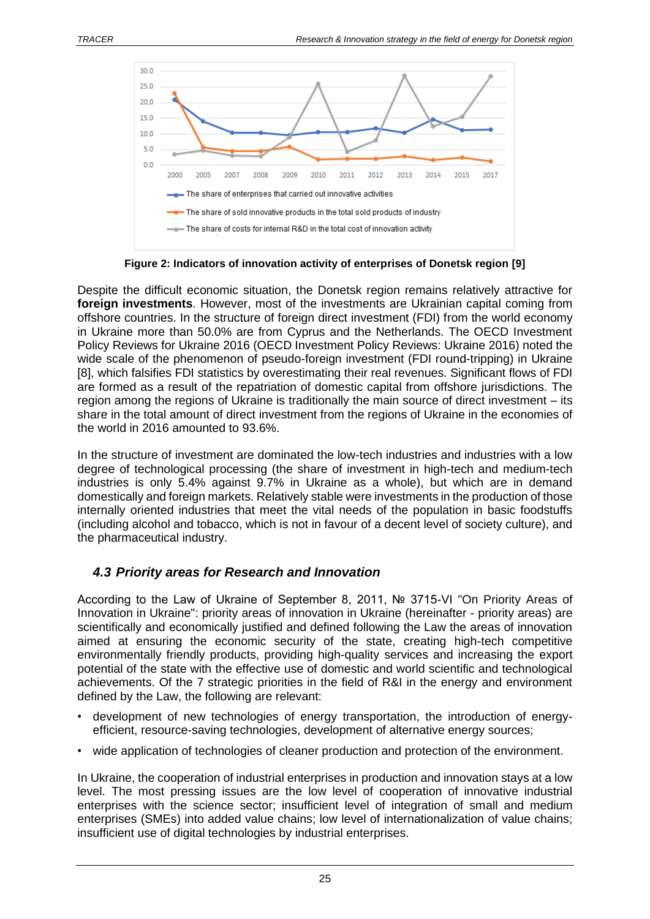**Figure 2: Indicators of innovation activity of enterprises of Donetsk region [9]**

Despite the difficult economic situation, the Donetsk region remains relatively attractive for **foreign investments**. However, most of the investments are Ukrainian capital coming from offshore countries. In the structure of foreign direct investment (FDI) from the world economy in Ukraine more than 50.0% are from Cyprus and the Netherlands. The OECD Investment Policy Reviews for Ukraine 2016 (OECD Investment Policy Reviews: Ukraine 2016) noted the wide scale of the phenomenon of pseudo-foreign investment (FDI round-tripping) in Ukraine [8], which falsifies FDI statistics by overestimating their real revenues. Significant flows of FDI are formed as a result of the repatriation of domestic capital from offshore jurisdictions. The region among the regions of Ukraine is traditionally the main source of direct investment – its share in the total amount of direct investment from the regions of Ukraine in the economies of the world in 2016 amounted to 93.6%.

In the structure of investment are dominated the low-tech industries and industries with a low degree of technological processing (the share of investment in high-tech and medium-tech industries is only 5.4% against 9.7% in Ukraine as a whole), but which are in demand domestically and foreign markets. Relatively stable were investments in the production of those internally oriented industries that meet the vital needs of the population in basic foodstuffs (including alcohol and tobacco, which is not in favour of a decent level of society culture), and the pharmaceutical industry.

## *4.3 Priority areas for Research and Innovation*

According to the Law of Ukraine of September 8, 2011, № 3715-VI "On Priority Areas of Innovation in Ukraine": priority areas of innovation in Ukraine (hereinafter - priority areas) are scientifically and economically justified and defined following the Law the areas of innovation aimed at ensuring the economic security of the state, creating high-tech competitive environmentally friendly products, providing high-quality services and increasing the export potential of the state with the effective use of domestic and world scientific and technological achievements. Of the 7 strategic priorities in the field of R&I in the energy and environment defined by the Law, the following are relevant:

- development of new technologies of energy transportation, the introduction of energy-efficient, resource-saving technologies, development of alternative energy sources;
- wide application of technologies of cleaner production and protection of the environment.

In Ukraine, the cooperation of industrial enterprises in production and innovation stays at a low level. The most pressing issues are the low level of cooperation of innovative industrial enterprises with the science sector; insufficient level of integration of small and medium enterprises (SMEs) into added value chains; low level of internationalization of value chains; insufficient use of digital technologies by industrial enterprises.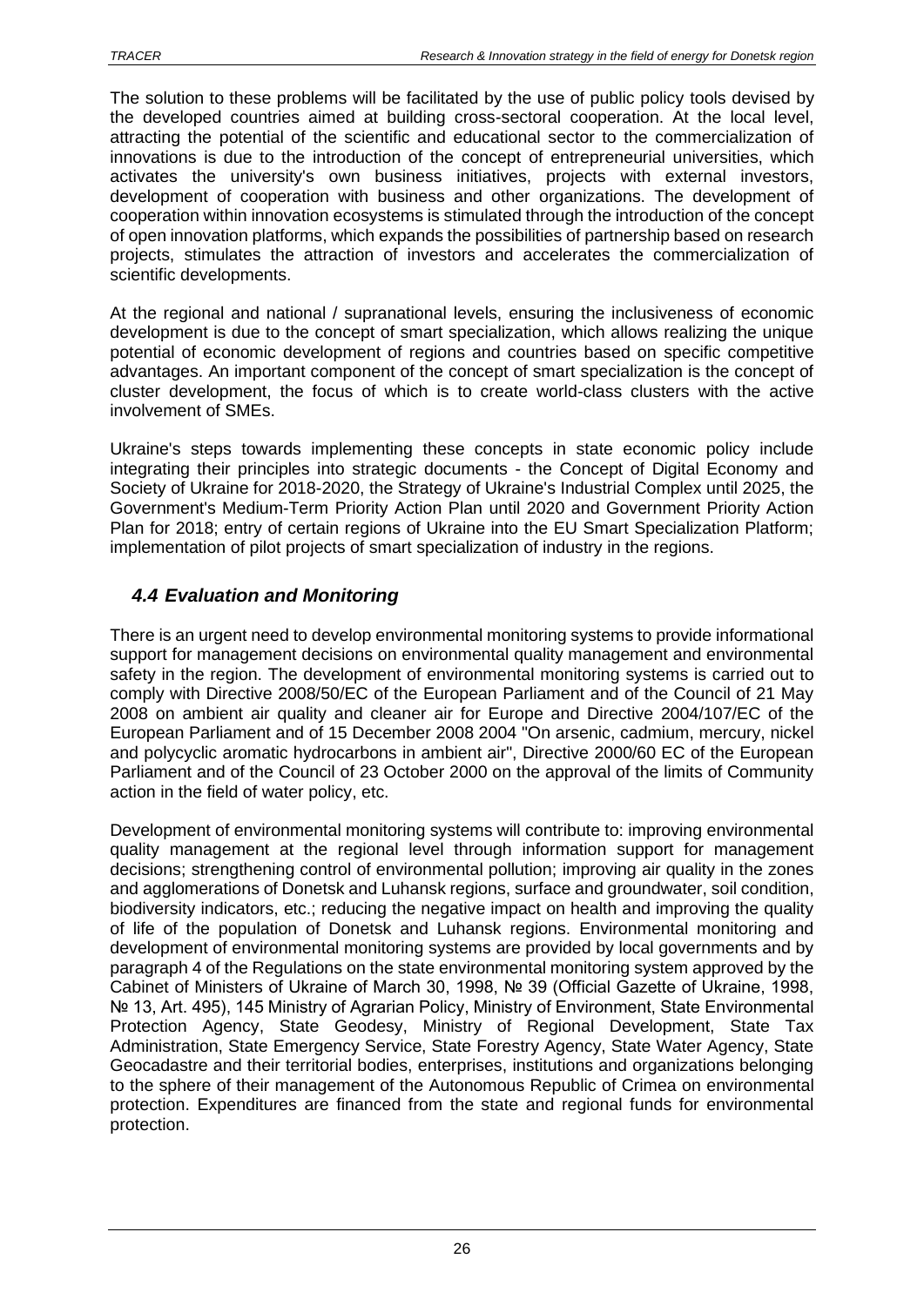The solution to these problems will be facilitated by the use of public policy tools devised by the developed countries aimed at building cross-sectoral cooperation. At the local level, attracting the potential of the scientific and educational sector to the commercialization of innovations is due to the introduction of the concept of entrepreneurial universities, which activates the university's own business initiatives, projects with external investors, development of cooperation with business and other organizations. The development of cooperation within innovation ecosystems is stimulated through the introduction of the concept of open innovation platforms, which expands the possibilities of partnership based on research projects, stimulates the attraction of investors and accelerates the commercialization of scientific developments.

At the regional and national / supranational levels, ensuring the inclusiveness of economic development is due to the concept of smart specialization, which allows realizing the unique potential of economic development of regions and countries based on specific competitive advantages. An important component of the concept of smart specialization is the concept of cluster development, the focus of which is to create world-class clusters with the active involvement of SMEs.

Ukraine's steps towards implementing these concepts in state economic policy include integrating their principles into strategic documents - the Concept of Digital Economy and Society of Ukraine for 2018-2020, the Strategy of Ukraine's Industrial Complex until 2025, the Government's Medium-Term Priority Action Plan until 2020 and Government Priority Action Plan for 2018; entry of certain regions of Ukraine into the EU Smart Specialization Platform; implementation of pilot projects of smart specialization of industry in the regions.

## *4.4 Evaluation and Monitoring*

There is an urgent need to develop environmental monitoring systems to provide informational support for management decisions on environmental quality management and environmental safety in the region. The development of environmental monitoring systems is carried out to comply with Directive 2008/50/EC of the European Parliament and of the Council of 21 May 2008 on ambient air quality and cleaner air for Europe and Directive 2004/107/EC of the European Parliament and of 15 December 2008 2004 "On arsenic, cadmium, mercury, nickel and polycyclic aromatic hydrocarbons in ambient air", Directive 2000/60 EC of the European Parliament and of the Council of 23 October 2000 on the approval of the limits of Community action in the field of water policy, etc.

Development of environmental monitoring systems will contribute to: improving environmental quality management at the regional level through information support for management decisions; strengthening control of environmental pollution; improving air quality in the zones and agglomerations of Donetsk and Luhansk regions, surface and groundwater, soil condition, biodiversity indicators, etc.; reducing the negative impact on health and improving the quality of life of the population of Donetsk and Luhansk regions. Environmental monitoring and development of environmental monitoring systems are provided by local governments and by paragraph 4 of the Regulations on the state environmental monitoring system approved by the Cabinet of Ministers of Ukraine of March 30, 1998, № 39 (Official Gazette of Ukraine, 1998, № 13, Art. 495), 145 Ministry of Agrarian Policy, Ministry of Environment, State Environmental Protection Agency, State Geodesy, Ministry of Regional Development, State Tax Administration, State Emergency Service, State Forestry Agency, State Water Agency, State Geocadastre and their territorial bodies, enterprises, institutions and organizations belonging to the sphere of their management of the Autonomous Republic of Crimea on environmental protection. Expenditures are financed from the state and regional funds for environmental protection.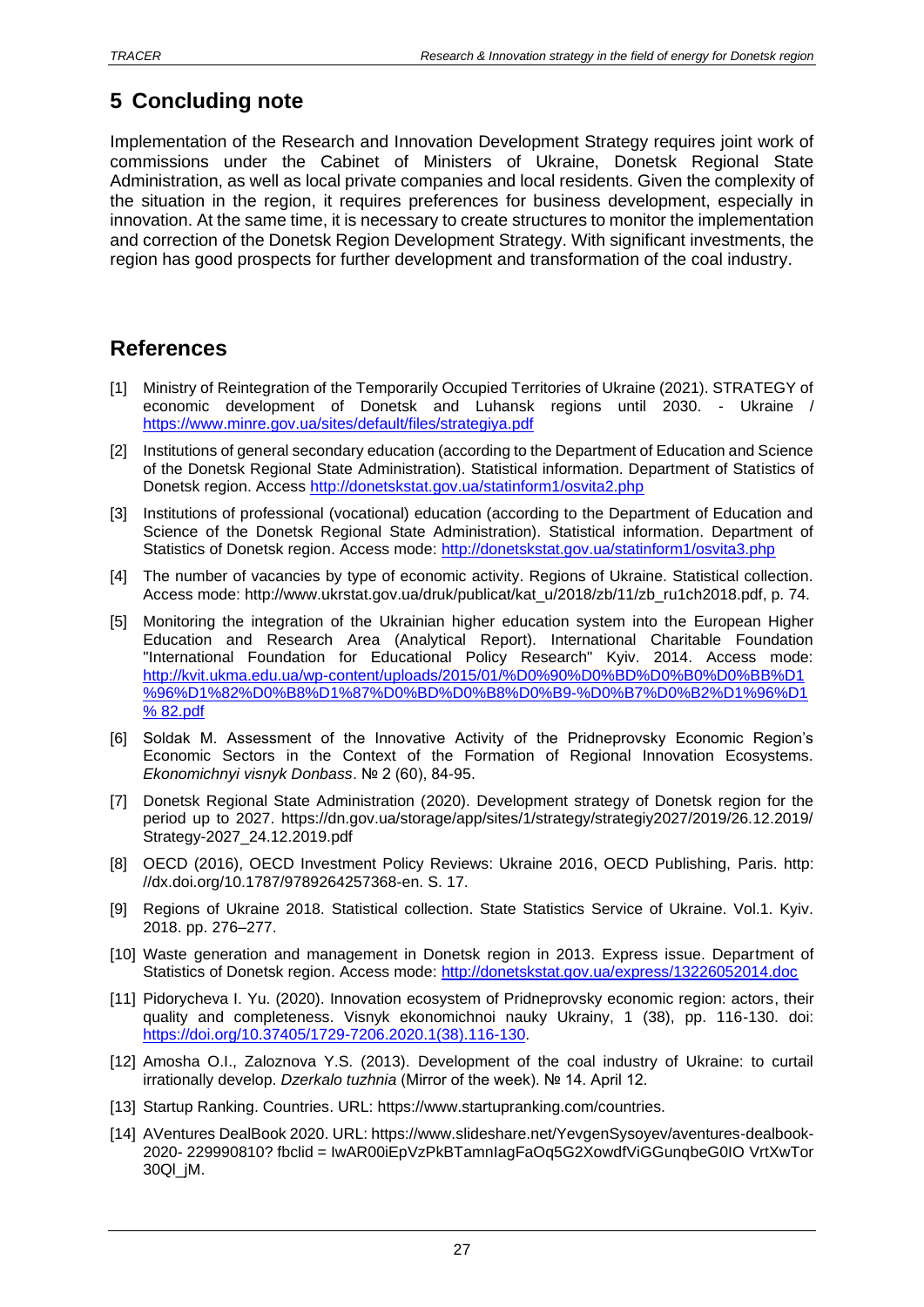# 5 Concluding note

Implementation of the Research and Innovation Development Strategy requires joint work of commissions under the Cabinet of Ministers of Ukraine, Donetsk Regional State Administration, as well as local private companies and local residents. Given the complexity of the situation in the region, it requires preferences for business development, especially in innovation. At the same time, it is necessary to create structures to monitor the implementation and correction of the Donetsk Region Development Strategy. With significant investments, the region has good prospects for further development and transformation of the coal industry.

# References

[1] Ministry of Reintegration of the Temporarily Occupied Territories of Ukraine (2021). STRATEGY of economic development of Donetsk and Luhansk regions until 2030. - Ukraine / https://www.minre.gov.ua/sites/default/files/strategiya.pdf

[2] Institutions of general secondary education (according to the Department of Education and Science of the Donetsk Regional State Administration). Statistical information. Department of Statistics of Donetsk region. Access http://donetskstat.gov.ua/statinform1/osvita2.php

[3] Institutions of professional (vocational) education (according to the Department of Education and Science of the Donetsk Regional State Administration). Statistical information. Department of Statistics of Donetsk region. Access mode: http://donetskstat.gov.ua/statinform1/osvita3.php

[4] The number of vacancies by type of economic activity. Regions of Ukraine. Statistical collection. Access mode: http://www.ukrstat.gov.ua/druk/publicat/kat_u/2018/zb/11/zb_ru1ch2018.pdf, p. 74.

[5] Monitoring the integration of the Ukrainian higher education system into the European Higher Education and Research Area (Analytical Report). International Charitable Foundation "International Foundation for Educational Policy Research" Kyiv. 2014. Access mode: http://kvit.ukma.edu.ua/wp-content/uploads/2015/01/%D0%90%D0%BD%D0%B0%D0%BB%D1%96%D1%82%D0%B8%D1%87%D0%BD%D0%B8%D0%B9-%D0%B7%D0%B2%D1%96%D1% 82.pdf

[6] Soldak M. Assessment of the Innovative Activity of the Pridneprovsky Economic Region's Economic Sectors in the Context of the Formation of Regional Innovation Ecosystems. *Ekonomichnyi visnyk Donbass*. № 2 (60), 84-95.

[7] Donetsk Regional State Administration (2020). Development strategy of Donetsk region for the period up to 2027. https://dn.gov.ua/storage/app/sites/1/strategy/strategiy2027/2019/26.12.2019/Strategy-2027_24.12.2019.pdf

[8] OECD (2016), OECD Investment Policy Reviews: Ukraine 2016, OECD Publishing, Paris. http: //dx.doi.org/10.1787/9789264257368-en. S. 17.

[9] Regions of Ukraine 2018. Statistical collection. State Statistics Service of Ukraine. Vol.1. Kyiv. 2018. pp. 276–277.

[10] Waste generation and management in Donetsk region in 2013. Express issue. Department of Statistics of Donetsk region. Access mode: http://donetskstat.gov.ua/express/13226052014.doc

[11] Pidorycheva I. Yu. (2020). Innovation ecosystem of Pridneprovsky economic region: actors, their quality and completeness. Visnyk ekonomichnoi nauky Ukrainy, 1 (38), pp. 116-130. doi: https://doi.org/10.37405/1729-7206.2020.1(38).116-130.

[12] Amosha O.I., Zaloznova Y.S. (2013). Development of the coal industry of Ukraine: to curtail irrationally develop. *Dzerkalo tuzhnia* (Mirror of the week). № 14. April 12.

[13] Startup Ranking. Countries. URL: https://www.startupranking.com/countries.

[14] AVentures DealBook 2020. URL: https://www.slideshare.net/YevgenSysoyev/aventures-dealbook-2020- 229990810? fbclid = IwAR00iEpVzPkBTamnIagFaOq5G2XowdfViGGunqbeG0IO VrtXwTor 30Ql_jM.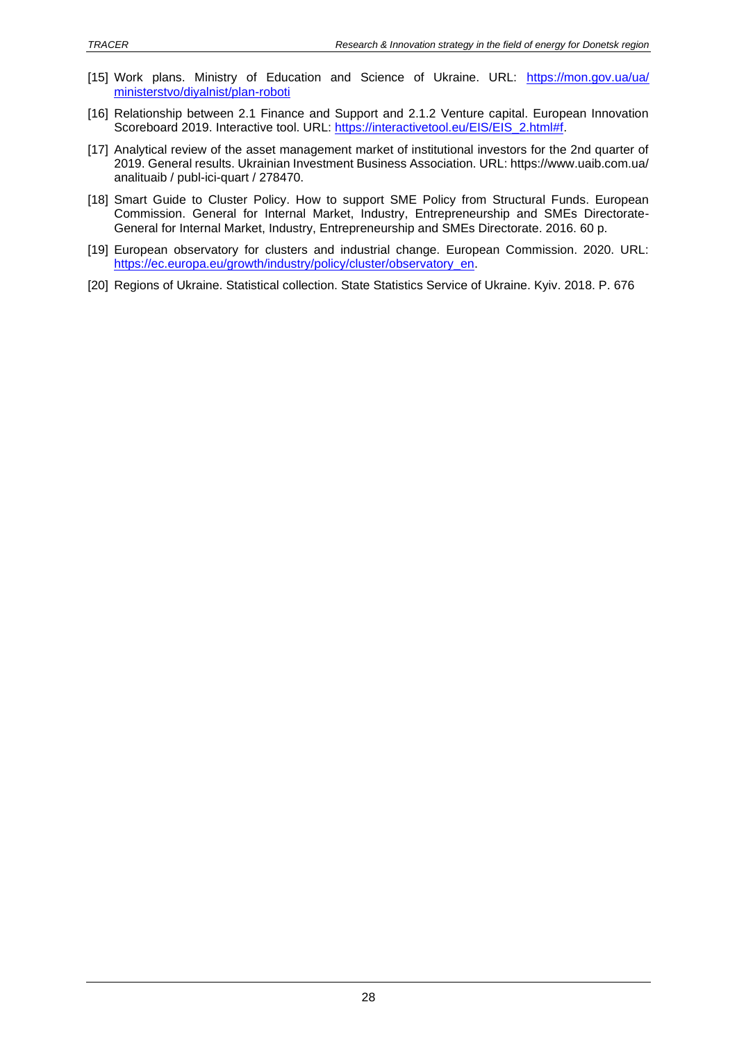[15] Work plans. Ministry of Education and Science of Ukraine. URL: https://mon.gov.ua/ua/ministerstvo/diyalnist/plan-roboti

[16] Relationship between 2.1 Finance and Support and 2.1.2 Venture capital. European Innovation Scoreboard 2019. Interactive tool. URL: https://interactivetool.eu/EIS/EIS_2.html#f.

[17] Analytical review of the asset management market of institutional investors for the 2nd quarter of 2019. General results. Ukrainian Investment Business Association. URL: https://www.uaib.com.ua/ analituaib / publ-ici-quart / 278470.

[18] Smart Guide to Cluster Policy. How to support SME Policy from Structural Funds. European Commission. General for Internal Market, Industry, Entrepreneurship and SMEs Directorate-General for Internal Market, Industry, Entrepreneurship and SMEs Directorate. 2016. 60 p.

[19] European observatory for clusters and industrial change. European Commission. 2020. URL: https://ec.europa.eu/growth/industry/policy/cluster/observatory_en.

[20] Regions of Ukraine. Statistical collection. State Statistics Service of Ukraine. Kyiv. 2018. P. 676